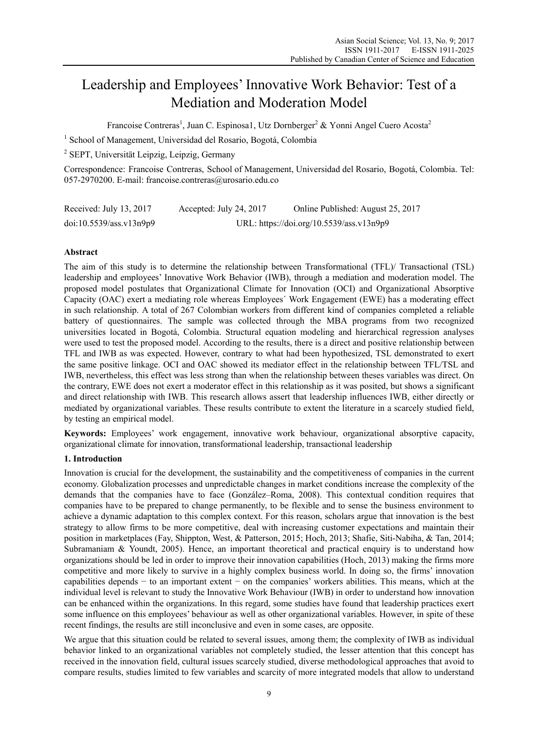# Leadership and Employees' Innovative Work Behavior: Test of a Mediation and Moderation Model

Francoise Contreras[1], Juan C. Espinosa1, Utz Dornberger[2] & Yonni Angel Cuero Acosta[2]

[1] School of Management, Universidad del Rosario, Bogotá, Colombia

[2] SEPT, Universität Leipzig, Leipzig, Germany

Correspondence: Francoise Contreras, School of Management, Universidad del Rosario, Bogotá, Colombia. Tel: 057-2970200. E-mail: francoise.contreras@urosario.edu.co

Received: July 13, 2017    Accepted: July 24, 2017    Online Published: August 25, 2017

doi:10.5539/ass.v13n9p9    URL: https://doi.org/10.5539/ass.v13n9p9

## Abstract

The aim of this study is to determine the relationship between Transformational (TFL)/ Transactional (TSL) leadership and employees' Innovative Work Behavior (IWB), through a mediation and moderation model. The proposed model postulates that Organizational Climate for Innovation (OCI) and Organizational Absorptive Capacity (OAC) exert a mediating role whereas Employees´ Work Engagement (EWE) has a moderating effect in such relationship. A total of 267 Colombian workers from different kind of companies completed a reliable battery of questionnaires. The sample was collected through the MBA programs from two recognized universities located in Bogotá, Colombia. Structural equation modeling and hierarchical regression analyses were used to test the proposed model. According to the results, there is a direct and positive relationship between TFL and IWB as was expected. However, contrary to what had been hypothesized, TSL demonstrated to exert the same positive linkage. OCI and OAC showed its mediator effect in the relationship between TFL/TSL and IWB, nevertheless, this effect was less strong than when the relationship between theses variables was direct. On the contrary, EWE does not exert a moderator effect in this relationship as it was posited, but shows a significant and direct relationship with IWB. This research allows assert that leadership influences IWB, either directly or mediated by organizational variables. These results contribute to extent the literature in a scarcely studied field, by testing an empirical model.

**Keywords:** Employees' work engagement, innovative work behaviour, organizational absorptive capacity, organizational climate for innovation, transformational leadership, transactional leadership

## 1. Introduction

Innovation is crucial for the development, the sustainability and the competitiveness of companies in the current economy. Globalization processes and unpredictable changes in market conditions increase the complexity of the demands that the companies have to face (González–Roma, 2008). This contextual condition requires that companies have to be prepared to change permanently, to be flexible and to sense the business environment to achieve a dynamic adaptation to this complex context. For this reason, scholars argue that innovation is the best strategy to allow firms to be more competitive, deal with increasing customer expectations and maintain their position in marketplaces (Fay, Shippton, West, & Patterson, 2015; Hoch, 2013; Shafie, Siti-Nabiha, & Tan, 2014; Subramaniam & Youndt, 2005). Hence, an important theoretical and practical enquiry is to understand how organizations should be led in order to improve their innovation capabilities (Hoch, 2013) making the firms more competitive and more likely to survive in a highly complex business world. In doing so, the firms' innovation capabilities depends − to an important extent − on the companies' workers abilities. This means, which at the individual level is relevant to study the Innovative Work Behaviour (IWB) in order to understand how innovation can be enhanced within the organizations. In this regard, some studies have found that leadership practices exert some influence on this employees' behaviour as well as other organizational variables. However, in spite of these recent findings, the results are still inconclusive and even in some cases, are opposite.

We argue that this situation could be related to several issues, among them; the complexity of IWB as individual behavior linked to an organizational variables not completely studied, the lesser attention that this concept has received in the innovation field, cultural issues scarcely studied, diverse methodological approaches that avoid to compare results, studies limited to few variables and scarcity of more integrated models that allow to understand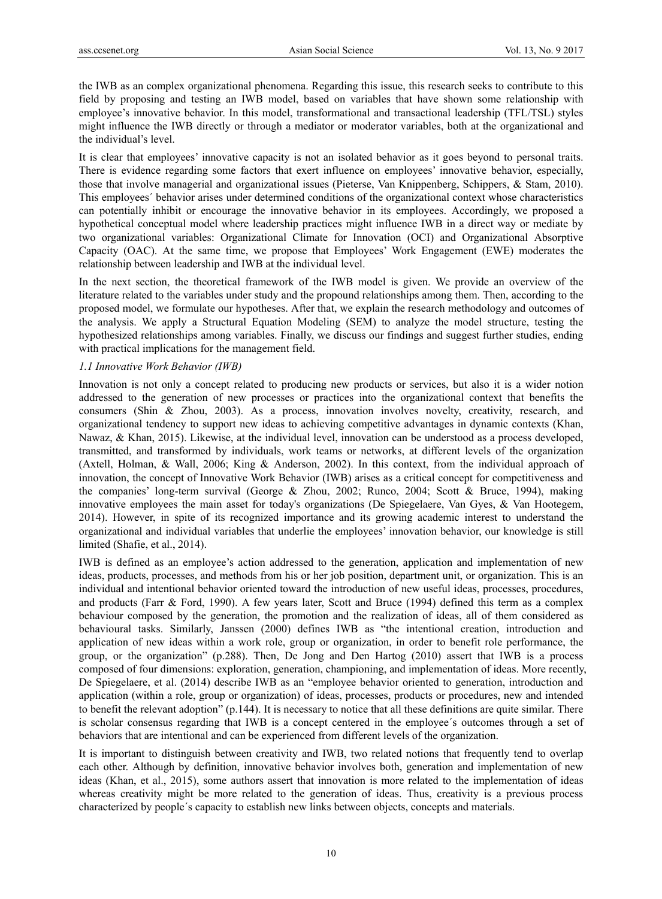the IWB as an complex organizational phenomena. Regarding this issue, this research seeks to contribute to this field by proposing and testing an IWB model, based on variables that have shown some relationship with employee's innovative behavior. In this model, transformational and transactional leadership (TFL/TSL) styles might influence the IWB directly or through a mediator or moderator variables, both at the organizational and the individual's level.

It is clear that employees' innovative capacity is not an isolated behavior as it goes beyond to personal traits. There is evidence regarding some factors that exert influence on employees' innovative behavior, especially, those that involve managerial and organizational issues (Pieterse, Van Knippenberg, Schippers, & Stam, 2010). This employees´ behavior arises under determined conditions of the organizational context whose characteristics can potentially inhibit or encourage the innovative behavior in its employees. Accordingly, we proposed a hypothetical conceptual model where leadership practices might influence IWB in a direct way or mediate by two organizational variables: Organizational Climate for Innovation (OCI) and Organizational Absorptive Capacity (OAC). At the same time, we propose that Employees' Work Engagement (EWE) moderates the relationship between leadership and IWB at the individual level.

In the next section, the theoretical framework of the IWB model is given. We provide an overview of the literature related to the variables under study and the propound relationships among them. Then, according to the proposed model, we formulate our hypotheses. After that, we explain the research methodology and outcomes of the analysis. We apply a Structural Equation Modeling (SEM) to analyze the model structure, testing the hypothesized relationships among variables. Finally, we discuss our findings and suggest further studies, ending with practical implications for the management field.

### *1.1 Innovative Work Behavior (IWB)*

Innovation is not only a concept related to producing new products or services, but also it is a wider notion addressed to the generation of new processes or practices into the organizational context that benefits the consumers (Shin & Zhou, 2003). As a process, innovation involves novelty, creativity, research, and organizational tendency to support new ideas to achieving competitive advantages in dynamic contexts (Khan, Nawaz, & Khan, 2015). Likewise, at the individual level, innovation can be understood as a process developed, transmitted, and transformed by individuals, work teams or networks, at different levels of the organization (Axtell, Holman, & Wall, 2006; King & Anderson, 2002). In this context, from the individual approach of innovation, the concept of Innovative Work Behavior (IWB) arises as a critical concept for competitiveness and the companies' long-term survival (George & Zhou, 2002; Runco, 2004; Scott & Bruce, 1994), making innovative employees the main asset for today's organizations (De Spiegelaere, Van Gyes, & Van Hootegem, 2014). However, in spite of its recognized importance and its growing academic interest to understand the organizational and individual variables that underlie the employees' innovation behavior, our knowledge is still limited (Shafie, et al., 2014).

IWB is defined as an employee's action addressed to the generation, application and implementation of new ideas, products, processes, and methods from his or her job position, department unit, or organization. This is an individual and intentional behavior oriented toward the introduction of new useful ideas, processes, procedures, and products (Farr & Ford, 1990). A few years later, Scott and Bruce (1994) defined this term as a complex behaviour composed by the generation, the promotion and the realization of ideas, all of them considered as behavioural tasks. Similarly, Janssen (2000) defines IWB as "the intentional creation, introduction and application of new ideas within a work role, group or organization, in order to benefit role performance, the group, or the organization" (p.288). Then, De Jong and Den Hartog (2010) assert that IWB is a process composed of four dimensions: exploration, generation, championing, and implementation of ideas. More recently, De Spiegelaere, et al. (2014) describe IWB as an "employee behavior oriented to generation, introduction and application (within a role, group or organization) of ideas, processes, products or procedures, new and intended to benefit the relevant adoption" (p.144). It is necessary to notice that all these definitions are quite similar. There is scholar consensus regarding that IWB is a concept centered in the employee´s outcomes through a set of behaviors that are intentional and can be experienced from different levels of the organization.

It is important to distinguish between creativity and IWB, two related notions that frequently tend to overlap each other. Although by definition, innovative behavior involves both, generation and implementation of new ideas (Khan, et al., 2015), some authors assert that innovation is more related to the implementation of ideas whereas creativity might be more related to the generation of ideas. Thus, creativity is a previous process characterized by people´s capacity to establish new links between objects, concepts and materials.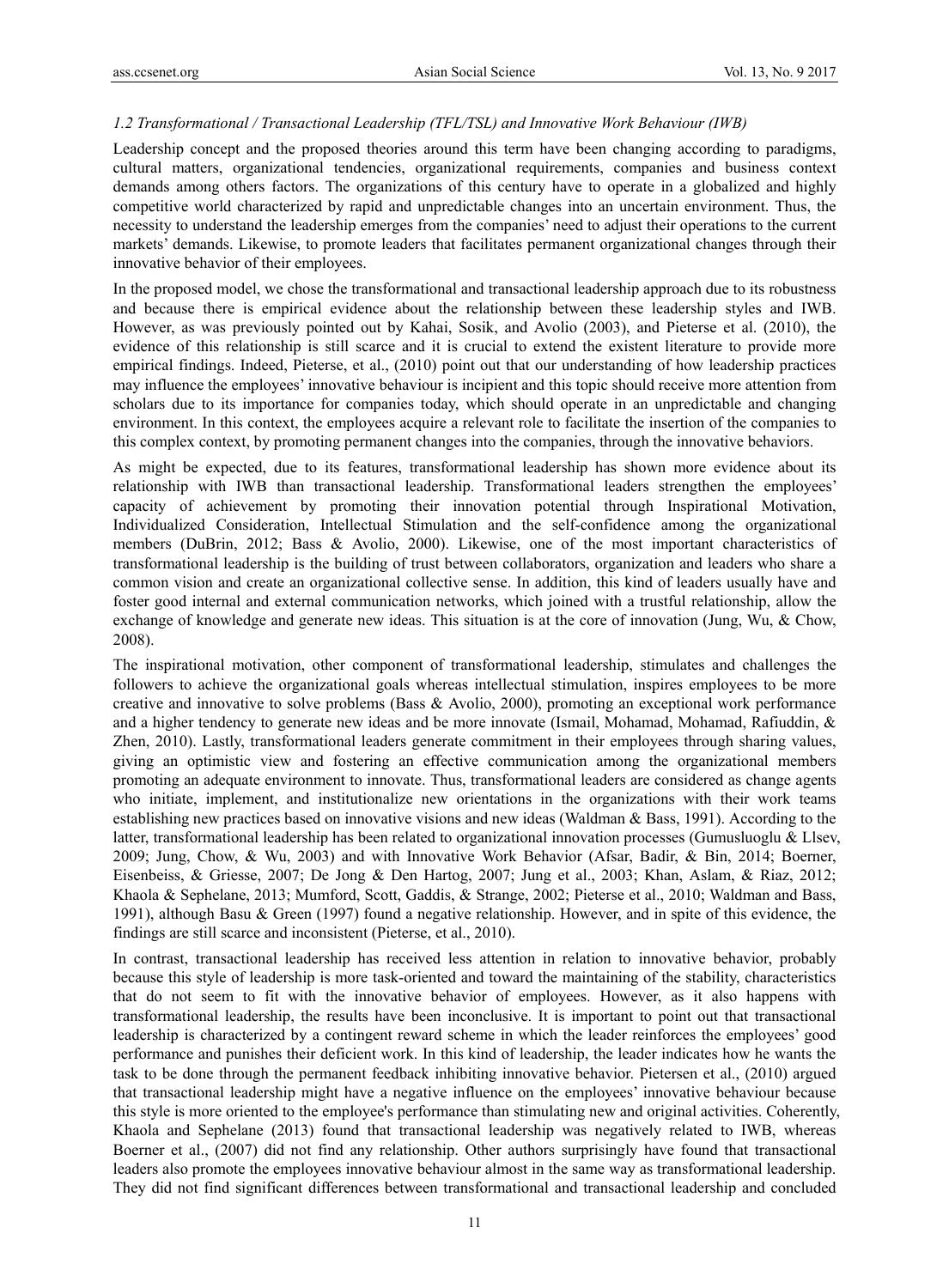### *1.2 Transformational / Transactional Leadership (TFL/TSL) and Innovative Work Behaviour (IWB)*

Leadership concept and the proposed theories around this term have been changing according to paradigms, cultural matters, organizational tendencies, organizational requirements, companies and business context demands among others factors. The organizations of this century have to operate in a globalized and highly competitive world characterized by rapid and unpredictable changes into an uncertain environment. Thus, the necessity to understand the leadership emerges from the companies' need to adjust their operations to the current markets' demands. Likewise, to promote leaders that facilitates permanent organizational changes through their innovative behavior of their employees.

In the proposed model, we chose the transformational and transactional leadership approach due to its robustness and because there is empirical evidence about the relationship between these leadership styles and IWB. However, as was previously pointed out by Kahai, Sosik, and Avolio (2003), and Pieterse et al. (2010), the evidence of this relationship is still scarce and it is crucial to extend the existent literature to provide more empirical findings. Indeed, Pieterse, et al., (2010) point out that our understanding of how leadership practices may influence the employees' innovative behaviour is incipient and this topic should receive more attention from scholars due to its importance for companies today, which should operate in an unpredictable and changing environment. In this context, the employees acquire a relevant role to facilitate the insertion of the companies to this complex context, by promoting permanent changes into the companies, through the innovative behaviors.

As might be expected, due to its features, transformational leadership has shown more evidence about its relationship with IWB than transactional leadership. Transformational leaders strengthen the employees' capacity of achievement by promoting their innovation potential through Inspirational Motivation, Individualized Consideration, Intellectual Stimulation and the self-confidence among the organizational members (DuBrin, 2012; Bass & Avolio, 2000). Likewise, one of the most important characteristics of transformational leadership is the building of trust between collaborators, organization and leaders who share a common vision and create an organizational collective sense. In addition, this kind of leaders usually have and foster good internal and external communication networks, which joined with a trustful relationship, allow the exchange of knowledge and generate new ideas. This situation is at the core of innovation (Jung, Wu, & Chow, 2008).

The inspirational motivation, other component of transformational leadership, stimulates and challenges the followers to achieve the organizational goals whereas intellectual stimulation, inspires employees to be more creative and innovative to solve problems (Bass & Avolio, 2000), promoting an exceptional work performance and a higher tendency to generate new ideas and be more innovate (Ismail, Mohamad, Mohamad, Rafiuddin, & Zhen, 2010). Lastly, transformational leaders generate commitment in their employees through sharing values, giving an optimistic view and fostering an effective communication among the organizational members promoting an adequate environment to innovate. Thus, transformational leaders are considered as change agents who initiate, implement, and institutionalize new orientations in the organizations with their work teams establishing new practices based on innovative visions and new ideas (Waldman & Bass, 1991). According to the latter, transformational leadership has been related to organizational innovation processes (Gumusluoglu & Llsev, 2009; Jung, Chow, & Wu, 2003) and with Innovative Work Behavior (Afsar, Badir, & Bin, 2014; Boerner, Eisenbeiss, & Griesse, 2007; De Jong & Den Hartog, 2007; Jung et al., 2003; Khan, Aslam, & Riaz, 2012; Khaola & Sephelane, 2013; Mumford, Scott, Gaddis, & Strange, 2002; Pieterse et al., 2010; Waldman and Bass, 1991), although Basu & Green (1997) found a negative relationship. However, and in spite of this evidence, the findings are still scarce and inconsistent (Pieterse, et al., 2010).

In contrast, transactional leadership has received less attention in relation to innovative behavior, probably because this style of leadership is more task-oriented and toward the maintaining of the stability, characteristics that do not seem to fit with the innovative behavior of employees. However, as it also happens with transformational leadership, the results have been inconclusive. It is important to point out that transactional leadership is characterized by a contingent reward scheme in which the leader reinforces the employees' good performance and punishes their deficient work. In this kind of leadership, the leader indicates how he wants the task to be done through the permanent feedback inhibiting innovative behavior. Pietersen et al., (2010) argued that transactional leadership might have a negative influence on the employees' innovative behaviour because this style is more oriented to the employee's performance than stimulating new and original activities. Coherently, Khaola and Sephelane (2013) found that transactional leadership was negatively related to IWB, whereas Boerner et al., (2007) did not find any relationship. Other authors surprisingly have found that transactional leaders also promote the employees innovative behaviour almost in the same way as transformational leadership. They did not find significant differences between transformational and transactional leadership and concluded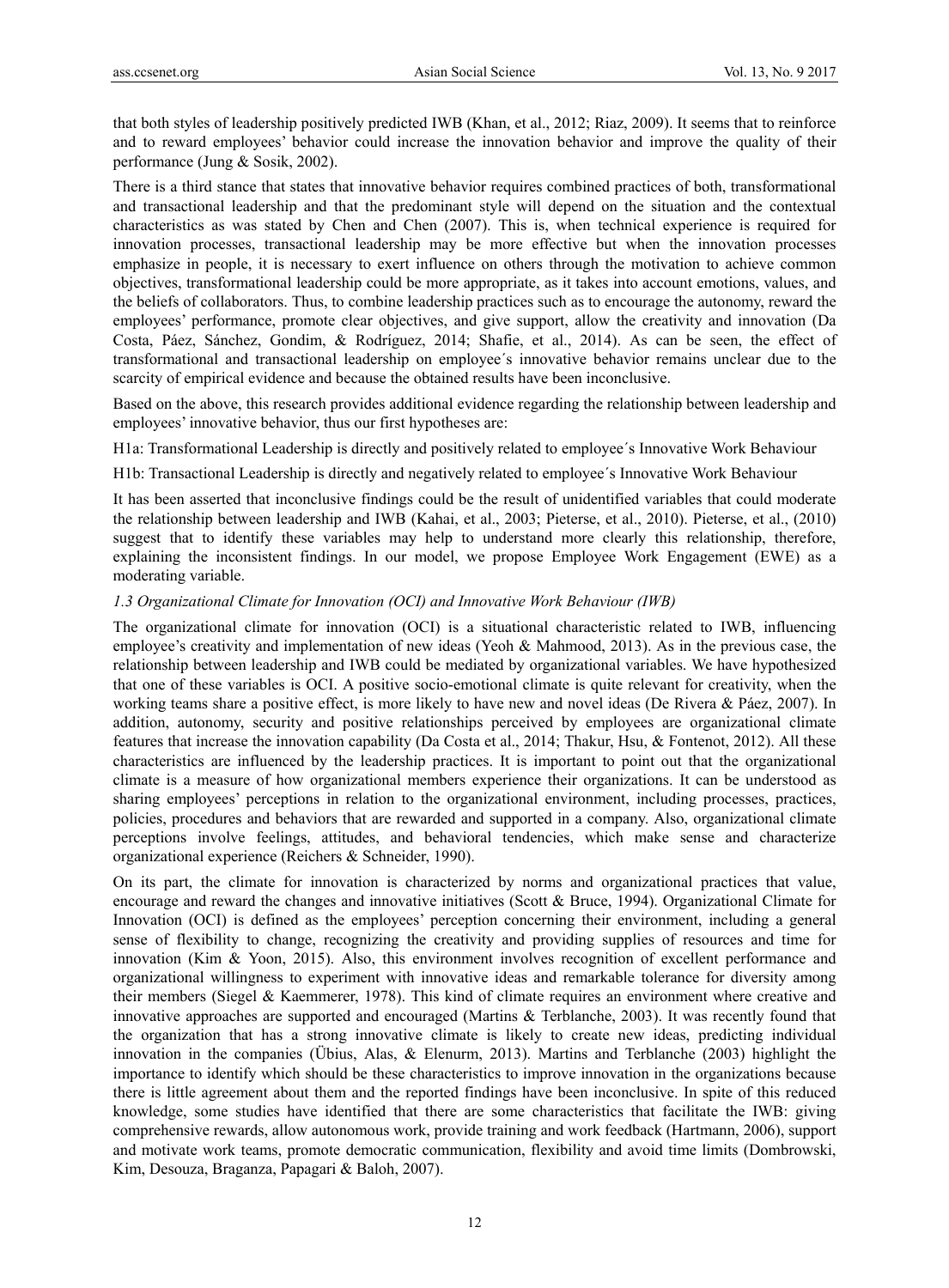that both styles of leadership positively predicted IWB (Khan, et al., 2012; Riaz, 2009). It seems that to reinforce and to reward employees' behavior could increase the innovation behavior and improve the quality of their performance (Jung & Sosik, 2002).

There is a third stance that states that innovative behavior requires combined practices of both, transformational and transactional leadership and that the predominant style will depend on the situation and the contextual characteristics as was stated by Chen and Chen (2007). This is, when technical experience is required for innovation processes, transactional leadership may be more effective but when the innovation processes emphasize in people, it is necessary to exert influence on others through the motivation to achieve common objectives, transformational leadership could be more appropriate, as it takes into account emotions, values, and the beliefs of collaborators. Thus, to combine leadership practices such as to encourage the autonomy, reward the employees' performance, promote clear objectives, and give support, allow the creativity and innovation (Da Costa, Páez, Sánchez, Gondim, & Rodríguez, 2014; Shafie, et al., 2014). As can be seen, the effect of transformational and transactional leadership on employee´s innovative behavior remains unclear due to the scarcity of empirical evidence and because the obtained results have been inconclusive.

Based on the above, this research provides additional evidence regarding the relationship between leadership and employees' innovative behavior, thus our first hypotheses are:

H1a: Transformational Leadership is directly and positively related to employee´s Innovative Work Behaviour

H1b: Transactional Leadership is directly and negatively related to employee´s Innovative Work Behaviour

It has been asserted that inconclusive findings could be the result of unidentified variables that could moderate the relationship between leadership and IWB (Kahai, et al., 2003; Pieterse, et al., 2010). Pieterse, et al., (2010) suggest that to identify these variables may help to understand more clearly this relationship, therefore, explaining the inconsistent findings. In our model, we propose Employee Work Engagement (EWE) as a moderating variable.

### *1.3 Organizational Climate for Innovation (OCI) and Innovative Work Behaviour (IWB)*

The organizational climate for innovation (OCI) is a situational characteristic related to IWB, influencing employee's creativity and implementation of new ideas (Yeoh & Mahmood, 2013). As in the previous case, the relationship between leadership and IWB could be mediated by organizational variables. We have hypothesized that one of these variables is OCI. A positive socio-emotional climate is quite relevant for creativity, when the working teams share a positive effect, is more likely to have new and novel ideas (De Rivera & Páez, 2007). In addition, autonomy, security and positive relationships perceived by employees are organizational climate features that increase the innovation capability (Da Costa et al., 2014; Thakur, Hsu, & Fontenot, 2012). All these characteristics are influenced by the leadership practices. It is important to point out that the organizational climate is a measure of how organizational members experience their organizations. It can be understood as sharing employees' perceptions in relation to the organizational environment, including processes, practices, policies, procedures and behaviors that are rewarded and supported in a company. Also, organizational climate perceptions involve feelings, attitudes, and behavioral tendencies, which make sense and characterize organizational experience (Reichers & Schneider, 1990).

On its part, the climate for innovation is characterized by norms and organizational practices that value, encourage and reward the changes and innovative initiatives (Scott & Bruce, 1994). Organizational Climate for Innovation (OCI) is defined as the employees' perception concerning their environment, including a general sense of flexibility to change, recognizing the creativity and providing supplies of resources and time for innovation (Kim & Yoon, 2015). Also, this environment involves recognition of excellent performance and organizational willingness to experiment with innovative ideas and remarkable tolerance for diversity among their members (Siegel & Kaemmerer, 1978). This kind of climate requires an environment where creative and innovative approaches are supported and encouraged (Martins & Terblanche, 2003). It was recently found that the organization that has a strong innovative climate is likely to create new ideas, predicting individual innovation in the companies (Übius, Alas, & Elenurm, 2013). Martins and Terblanche (2003) highlight the importance to identify which should be these characteristics to improve innovation in the organizations because there is little agreement about them and the reported findings have been inconclusive. In spite of this reduced knowledge, some studies have identified that there are some characteristics that facilitate the IWB: giving comprehensive rewards, allow autonomous work, provide training and work feedback (Hartmann, 2006), support and motivate work teams, promote democratic communication, flexibility and avoid time limits (Dombrowski, Kim, Desouza, Braganza, Papagari & Baloh, 2007).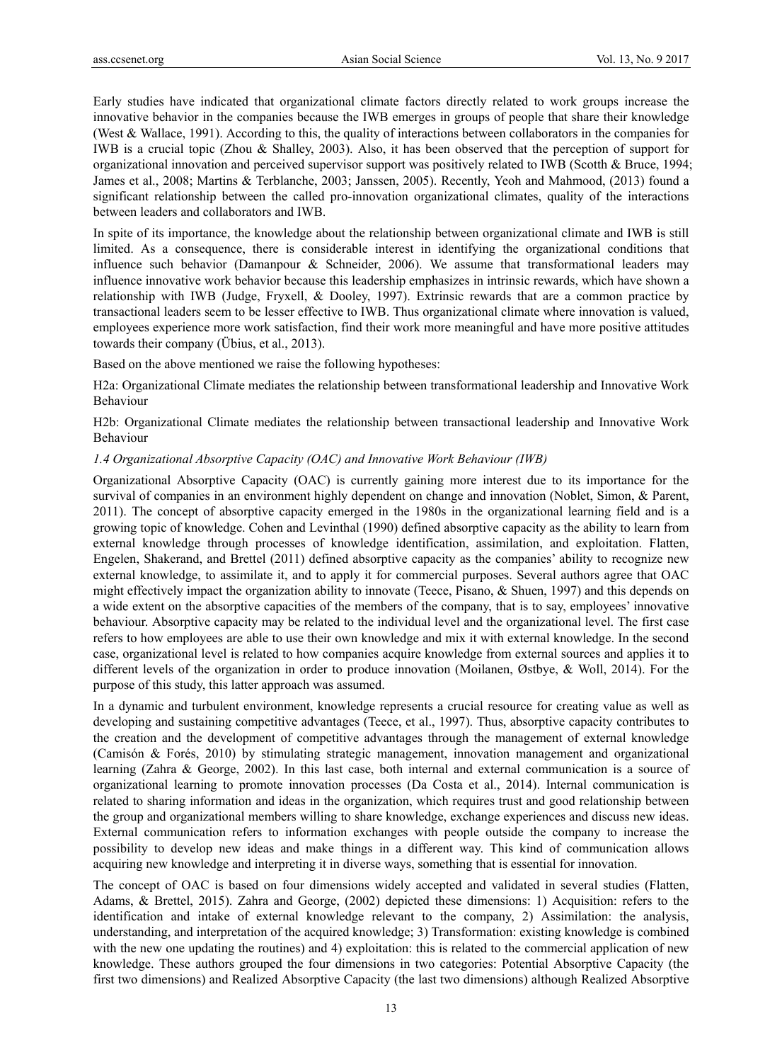Early studies have indicated that organizational climate factors directly related to work groups increase the innovative behavior in the companies because the IWB emerges in groups of people that share their knowledge (West & Wallace, 1991). According to this, the quality of interactions between collaborators in the companies for IWB is a crucial topic (Zhou & Shalley, 2003). Also, it has been observed that the perception of support for organizational innovation and perceived supervisor support was positively related to IWB (Scotth & Bruce, 1994; James et al., 2008; Martins & Terblanche, 2003; Janssen, 2005). Recently, Yeoh and Mahmood, (2013) found a significant relationship between the called pro-innovation organizational climates, quality of the interactions between leaders and collaborators and IWB.

In spite of its importance, the knowledge about the relationship between organizational climate and IWB is still limited. As a consequence, there is considerable interest in identifying the organizational conditions that influence such behavior (Damanpour & Schneider, 2006). We assume that transformational leaders may influence innovative work behavior because this leadership emphasizes in intrinsic rewards, which have shown a relationship with IWB (Judge, Fryxell, & Dooley, 1997). Extrinsic rewards that are a common practice by transactional leaders seem to be lesser effective to IWB. Thus organizational climate where innovation is valued, employees experience more work satisfaction, find their work more meaningful and have more positive attitudes towards their company (Übius, et al., 2013).

Based on the above mentioned we raise the following hypotheses:

H2a: Organizational Climate mediates the relationship between transformational leadership and Innovative Work Behaviour

H2b: Organizational Climate mediates the relationship between transactional leadership and Innovative Work Behaviour

### *1.4 Organizational Absorptive Capacity (OAC) and Innovative Work Behaviour (IWB)*

Organizational Absorptive Capacity (OAC) is currently gaining more interest due to its importance for the survival of companies in an environment highly dependent on change and innovation (Noblet, Simon, & Parent, 2011). The concept of absorptive capacity emerged in the 1980s in the organizational learning field and is a growing topic of knowledge. Cohen and Levinthal (1990) defined absorptive capacity as the ability to learn from external knowledge through processes of knowledge identification, assimilation, and exploitation. Flatten, Engelen, Shakerand, and Brettel (2011) defined absorptive capacity as the companies' ability to recognize new external knowledge, to assimilate it, and to apply it for commercial purposes. Several authors agree that OAC might effectively impact the organization ability to innovate (Teece, Pisano, & Shuen, 1997) and this depends on a wide extent on the absorptive capacities of the members of the company, that is to say, employees' innovative behaviour. Absorptive capacity may be related to the individual level and the organizational level. The first case refers to how employees are able to use their own knowledge and mix it with external knowledge. In the second case, organizational level is related to how companies acquire knowledge from external sources and applies it to different levels of the organization in order to produce innovation (Moilanen, Østbye, & Woll, 2014). For the purpose of this study, this latter approach was assumed.

In a dynamic and turbulent environment, knowledge represents a crucial resource for creating value as well as developing and sustaining competitive advantages (Teece, et al., 1997). Thus, absorptive capacity contributes to the creation and the development of competitive advantages through the management of external knowledge (Camisón & Forés, 2010) by stimulating strategic management, innovation management and organizational learning (Zahra & George, 2002). In this last case, both internal and external communication is a source of organizational learning to promote innovation processes (Da Costa et al., 2014). Internal communication is related to sharing information and ideas in the organization, which requires trust and good relationship between the group and organizational members willing to share knowledge, exchange experiences and discuss new ideas. External communication refers to information exchanges with people outside the company to increase the possibility to develop new ideas and make things in a different way. This kind of communication allows acquiring new knowledge and interpreting it in diverse ways, something that is essential for innovation.

The concept of OAC is based on four dimensions widely accepted and validated in several studies (Flatten, Adams, & Brettel, 2015). Zahra and George, (2002) depicted these dimensions: 1) Acquisition: refers to the identification and intake of external knowledge relevant to the company, 2) Assimilation: the analysis, understanding, and interpretation of the acquired knowledge; 3) Transformation: existing knowledge is combined with the new one updating the routines) and 4) exploitation: this is related to the commercial application of new knowledge. These authors grouped the four dimensions in two categories: Potential Absorptive Capacity (the first two dimensions) and Realized Absorptive Capacity (the last two dimensions) although Realized Absorptive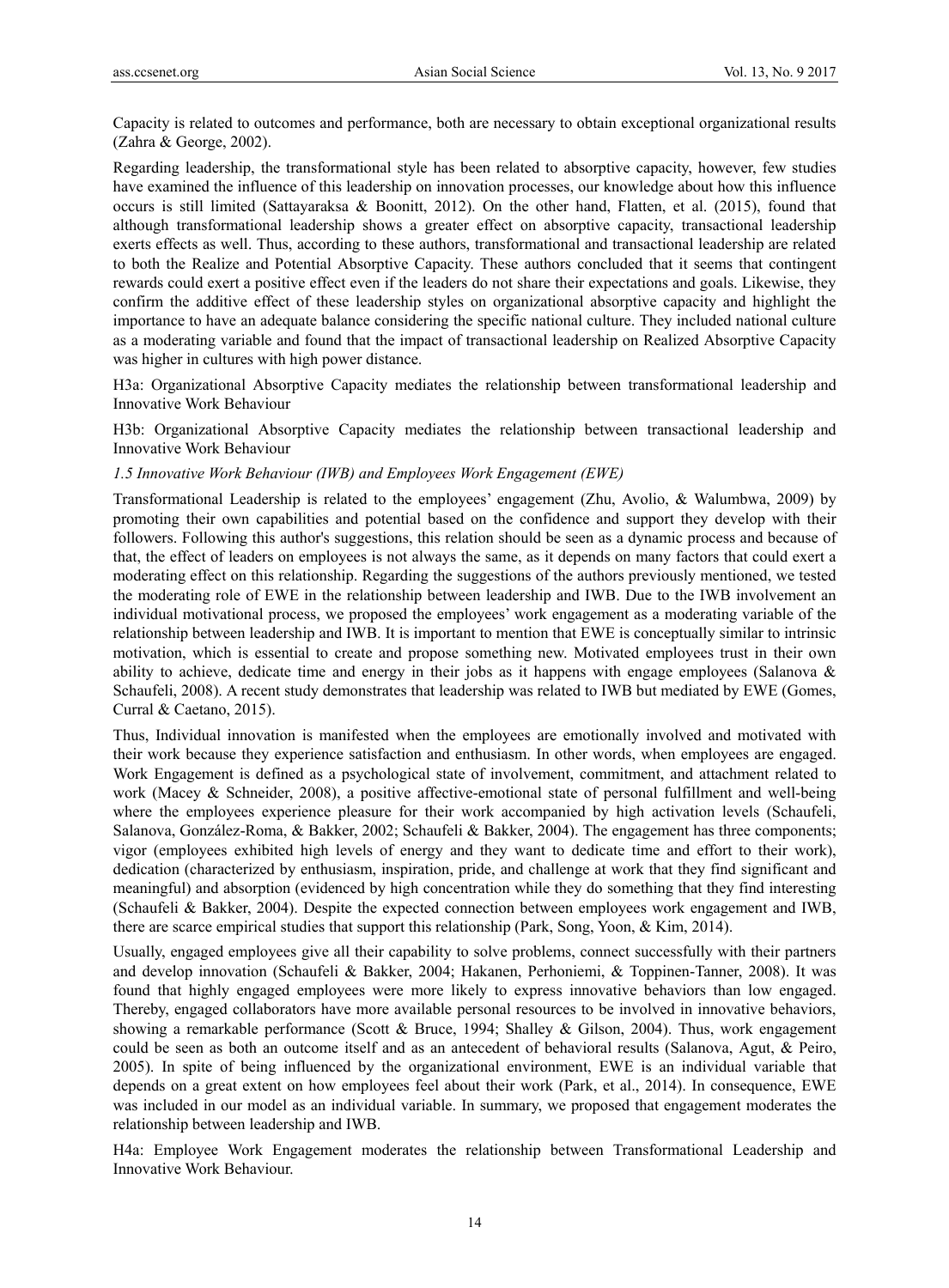Capacity is related to outcomes and performance, both are necessary to obtain exceptional organizational results (Zahra & George, 2002).

Regarding leadership, the transformational style has been related to absorptive capacity, however, few studies have examined the influence of this leadership on innovation processes, our knowledge about how this influence occurs is still limited (Sattayaraksa & Boonitt, 2012). On the other hand, Flatten, et al. (2015), found that although transformational leadership shows a greater effect on absorptive capacity, transactional leadership exerts effects as well. Thus, according to these authors, transformational and transactional leadership are related to both the Realize and Potential Absorptive Capacity. These authors concluded that it seems that contingent rewards could exert a positive effect even if the leaders do not share their expectations and goals. Likewise, they confirm the additive effect of these leadership styles on organizational absorptive capacity and highlight the importance to have an adequate balance considering the specific national culture. They included national culture as a moderating variable and found that the impact of transactional leadership on Realized Absorptive Capacity was higher in cultures with high power distance.

H3a: Organizational Absorptive Capacity mediates the relationship between transformational leadership and Innovative Work Behaviour

H3b: Organizational Absorptive Capacity mediates the relationship between transactional leadership and Innovative Work Behaviour

### *1.5 Innovative Work Behaviour (IWB) and Employees Work Engagement (EWE)*

Transformational Leadership is related to the employees' engagement (Zhu, Avolio, & Walumbwa, 2009) by promoting their own capabilities and potential based on the confidence and support they develop with their followers. Following this author's suggestions, this relation should be seen as a dynamic process and because of that, the effect of leaders on employees is not always the same, as it depends on many factors that could exert a moderating effect on this relationship. Regarding the suggestions of the authors previously mentioned, we tested the moderating role of EWE in the relationship between leadership and IWB. Due to the IWB involvement an individual motivational process, we proposed the employees' work engagement as a moderating variable of the relationship between leadership and IWB. It is important to mention that EWE is conceptually similar to intrinsic motivation, which is essential to create and propose something new. Motivated employees trust in their own ability to achieve, dedicate time and energy in their jobs as it happens with engage employees (Salanova & Schaufeli, 2008). A recent study demonstrates that leadership was related to IWB but mediated by EWE (Gomes, Curral & Caetano, 2015).

Thus, Individual innovation is manifested when the employees are emotionally involved and motivated with their work because they experience satisfaction and enthusiasm. In other words, when employees are engaged. Work Engagement is defined as a psychological state of involvement, commitment, and attachment related to work (Macey & Schneider, 2008), a positive affective-emotional state of personal fulfillment and well-being where the employees experience pleasure for their work accompanied by high activation levels (Schaufeli, Salanova, González-Roma, & Bakker, 2002; Schaufeli & Bakker, 2004). The engagement has three components; vigor (employees exhibited high levels of energy and they want to dedicate time and effort to their work), dedication (characterized by enthusiasm, inspiration, pride, and challenge at work that they find significant and meaningful) and absorption (evidenced by high concentration while they do something that they find interesting (Schaufeli & Bakker, 2004). Despite the expected connection between employees work engagement and IWB, there are scarce empirical studies that support this relationship (Park, Song, Yoon, & Kim, 2014).

Usually, engaged employees give all their capability to solve problems, connect successfully with their partners and develop innovation (Schaufeli & Bakker, 2004; Hakanen, Perhoniemi, & Toppinen-Tanner, 2008). It was found that highly engaged employees were more likely to express innovative behaviors than low engaged. Thereby, engaged collaborators have more available personal resources to be involved in innovative behaviors, showing a remarkable performance (Scott & Bruce, 1994; Shalley & Gilson, 2004). Thus, work engagement could be seen as both an outcome itself and as an antecedent of behavioral results (Salanova, Agut, & Peiro, 2005). In spite of being influenced by the organizational environment, EWE is an individual variable that depends on a great extent on how employees feel about their work (Park, et al., 2014). In consequence, EWE was included in our model as an individual variable. In summary, we proposed that engagement moderates the relationship between leadership and IWB.

H4a: Employee Work Engagement moderates the relationship between Transformational Leadership and Innovative Work Behaviour.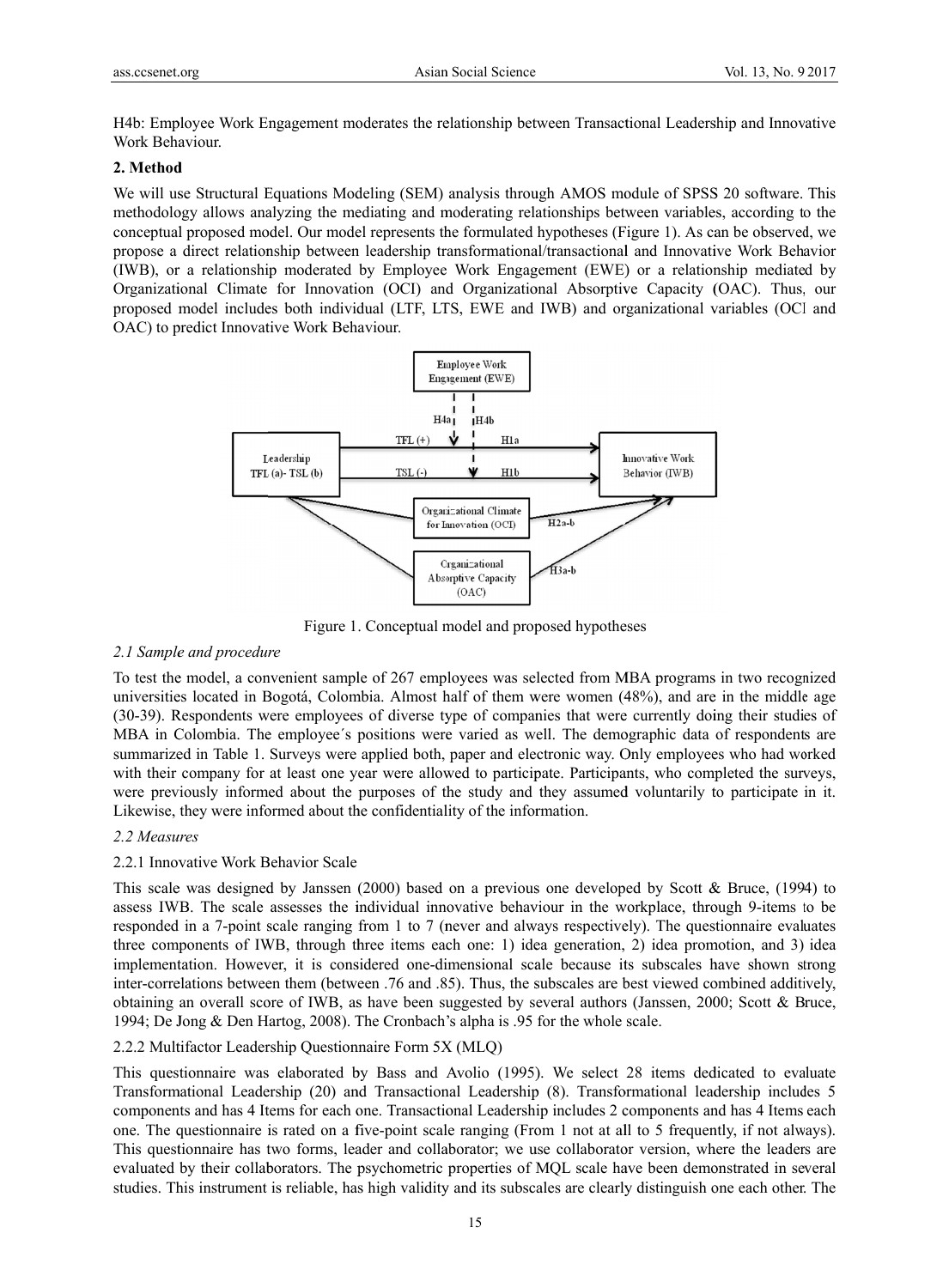H4b: Employee Work Engagement moderates the relationship between Transactional Leadership and Innovative Work Behaviour.

## 2. Method

We will use Structural Equations Modeling (SEM) analysis through AMOS module of SPSS 20 software. This methodology allows analyzing the mediating and moderating relationships between variables, according to the conceptual proposed model. Our model represents the formulated hypotheses (Figure 1). As can be observed, we propose a direct relationship between leadership transformational/transactional and Innovative Work Behavior (IWB), or a relationship moderated by Employee Work Engagement (EWE) or a relationship mediated by Organizational Climate for Innovation (OCI) and Organizational Absorptive Capacity (OAC). Thus, our proposed model includes both individual (LTF, LTS, EWE and IWB) and organizational variables (OCI and OAC) to predict Innovative Work Behaviour.

Figure 1. Conceptual model and proposed hypotheses

### 2.1 Sample and procedure

To test the model, a convenient sample of 267 employees was selected from MBA programs in two recognized universities located in Bogotá, Colombia. Almost half of them were women (48%), and are in the middle age (30-39). Respondents were employees of diverse type of companies that were currently doing their studies of MBA in Colombia. The employee´s positions were varied as well. The demographic data of respondents are summarized in Table 1. Surveys were applied both, paper and electronic way. Only employees who had worked with their company for at least one year were allowed to participate. Participants, who completed the surveys, were previously informed about the purposes of the study and they assumed voluntarily to participate in it. Likewise, they were informed about the confidentiality of the information.

### 2.2 Measures

#### 2.2.1 Innovative Work Behavior Scale

This scale was designed by Janssen (2000) based on a previous one developed by Scott & Bruce, (1994) to assess IWB. The scale assesses the individual innovative behaviour in the workplace, through 9-items to be responded in a 7-point scale ranging from 1 to 7 (never and always respectively). The questionnaire evaluates three components of IWB, through three items each one: 1) idea generation, 2) idea promotion, and 3) idea implementation. However, it is considered one-dimensional scale because its subscales have shown strong inter-correlations between them (between .76 and .85). Thus, the subscales are best viewed combined additively, obtaining an overall score of IWB, as have been suggested by several authors (Janssen, 2000; Scott & Bruce, 1994; De Jong & Den Hartog, 2008). The Cronbach's alpha is .95 for the whole scale.

#### 2.2.2 Multifactor Leadership Questionnaire Form 5X (MLQ)

This questionnaire was elaborated by Bass and Avolio (1995). We select 28 items dedicated to evaluate Transformational Leadership (20) and Transactional Leadership (8). Transformational leadership includes 5 components and has 4 Items for each one. Transactional Leadership includes 2 components and has 4 Items each one. The questionnaire is rated on a five-point scale ranging (From 1 not at all to 5 frequently, if not always). This questionnaire has two forms, leader and collaborator; we use collaborator version, where the leaders are evaluated by their collaborators. The psychometric properties of MQL scale have been demonstrated in several studies. This instrument is reliable, has high validity and its subscales are clearly distinguish one each other. The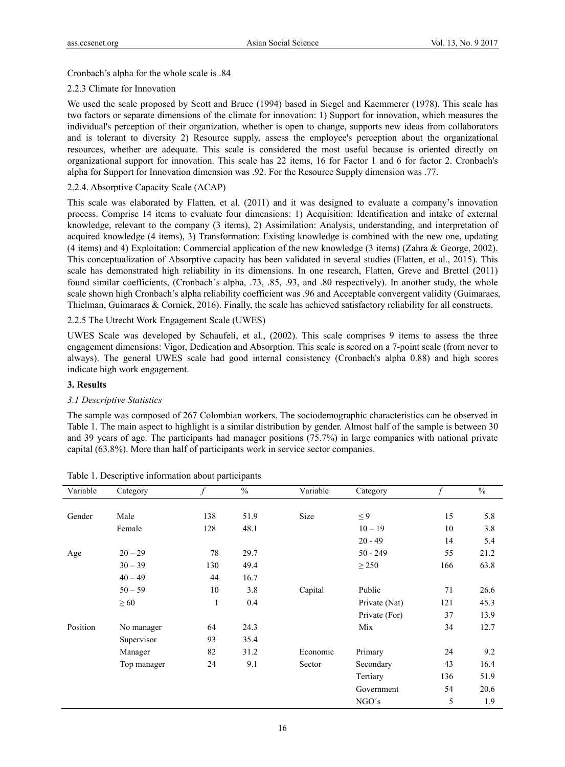Cronbach's alpha for the whole scale is .84

#### 2.2.3 Climate for Innovation

We used the scale proposed by Scott and Bruce (1994) based in Siegel and Kaemmerer (1978). This scale has two factors or separate dimensions of the climate for innovation: 1) Support for innovation, which measures the individual's perception of their organization, whether is open to change, supports new ideas from collaborators and is tolerant to diversity 2) Resource supply, assess the employee's perception about the organizational resources, whether are adequate. This scale is considered the most useful because is oriented directly on organizational support for innovation. This scale has 22 items, 16 for Factor 1 and 6 for factor 2. Cronbach's alpha for Support for Innovation dimension was .92. For the Resource Supply dimension was .77.

#### 2.2.4. Absorptive Capacity Scale (ACAP)

This scale was elaborated by Flatten, et al. (2011) and it was designed to evaluate a company's innovation process. Comprise 14 items to evaluate four dimensions: 1) Acquisition: Identification and intake of external knowledge, relevant to the company (3 items), 2) Assimilation: Analysis, understanding, and interpretation of acquired knowledge (4 items), 3) Transformation: Existing knowledge is combined with the new one, updating (4 items) and 4) Exploitation: Commercial application of the new knowledge (3 items) (Zahra & George, 2002). This conceptualization of Absorptive capacity has been validated in several studies (Flatten, et al., 2015). This scale has demonstrated high reliability in its dimensions. In one research, Flatten, Greve and Brettel (2011) found similar coefficients, (Cronbach´s alpha, .73, .85, .93, and .80 respectively). In another study, the whole scale shown high Cronbach's alpha reliability coefficient was .96 and Acceptable convergent validity (Guimaraes, Thielman, Guimaraes & Cornick, 2016). Finally, the scale has achieved satisfactory reliability for all constructs.

#### 2.2.5 The Utrecht Work Engagement Scale (UWES)

UWES Scale was developed by Schaufeli, et al., (2002). This scale comprises 9 items to assess the three engagement dimensions: Vigor, Dedication and Absorption. This scale is scored on a 7-point scale (from never to always). The general UWES scale had good internal consistency (Cronbach's alpha 0.88) and high scores indicate high work engagement.

## 3. Results

### *3.1 Descriptive Statistics*

The sample was composed of 267 Colombian workers. The sociodemographic characteristics can be observed in Table 1. The main aspect to highlight is a similar distribution by gender. Almost half of the sample is between 30 and 39 years of age. The participants had manager positions (75.7%) in large companies with national private capital (63.8%). More than half of participants work in service sector companies.

Table 1. Descriptive information about participants

| Variable | Category | *f* | % | Variable | Category | *f* | % |
|---|---|---|---|---|---|---|---|
| Gender | Male | 138 | 51.9 | Size | ≤ 9 | 15 | 5.8 |
| | Female | 128 | 48.1 | | 10 – 19 | 10 | 3.8 |
| | | | | | 20 - 49 | 14 | 5.4 |
| Age | 20 – 29 | 78 | 29.7 | | 50 - 249 | 55 | 21.2 |
| | 30 – 39 | 130 | 49.4 | | ≥ 250 | 166 | 63.8 |
| | 40 – 49 | 44 | 16.7 | | | | |
| | 50 – 59 | 10 | 3.8 | Capital | Public | 71 | 26.6 |
| | ≥ 60 | 1 | 0.4 | | Private (Nat) | 121 | 45.3 |
| | | | | | Private (For) | 37 | 13.9 |
| Position | No manager | 64 | 24.3 | | Mix | 34 | 12.7 |
| | Supervisor | 93 | 35.4 | | | | |
| | Manager | 82 | 31.2 | Economic | Primary | 24 | 9.2 |
| | Top manager | 24 | 9.1 | Sector | Secondary | 43 | 16.4 |
| | | | | | Tertiary | 136 | 51.9 |
| | | | | | Government | 54 | 20.6 |
| | | | | | NGO´s | 5 | 1.9 |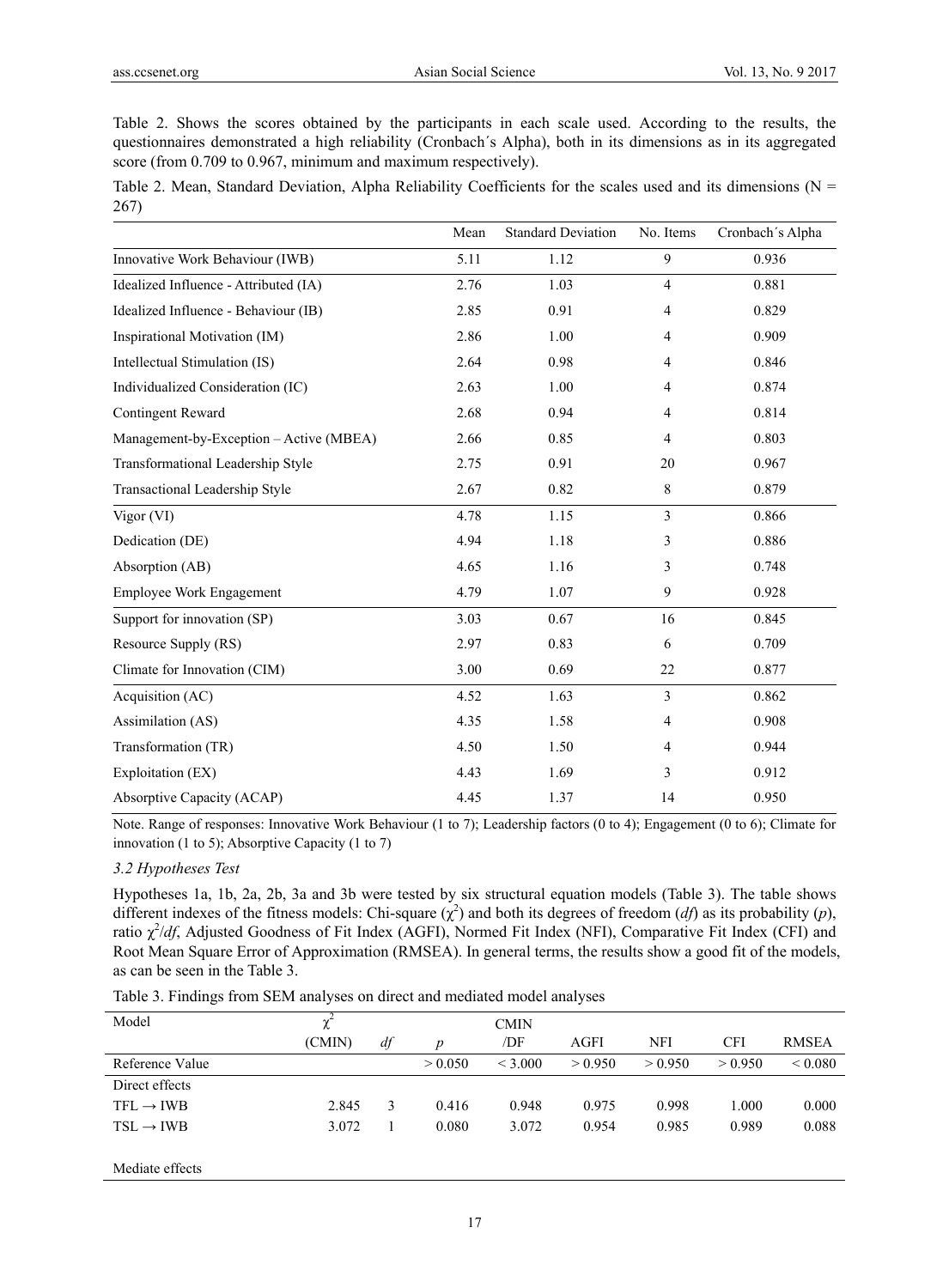Table 2. Shows the scores obtained by the participants in each scale used. According to the results, the questionnaires demonstrated a high reliability (Cronbach´s Alpha), both in its dimensions as in its aggregated score (from 0.709 to 0.967, minimum and maximum respectively).

Table 2. Mean, Standard Deviation, Alpha Reliability Coefficients for the scales used and its dimensions (N = 267)

| | Mean | Standard Deviation | No. Items | Cronbach´s Alpha |
|---|---|---|---|---|
| Innovative Work Behaviour (IWB) | 5.11 | 1.12 | 9 | 0.936 |
| Idealized Influence - Attributed (IA) | 2.76 | 1.03 | 4 | 0.881 |
| Idealized Influence - Behaviour (IB) | 2.85 | 0.91 | 4 | 0.829 |
| Inspirational Motivation (IM) | 2.86 | 1.00 | 4 | 0.909 |
| Intellectual Stimulation (IS) | 2.64 | 0.98 | 4 | 0.846 |
| Individualized Consideration (IC) | 2.63 | 1.00 | 4 | 0.874 |
| Contingent Reward | 2.68 | 0.94 | 4 | 0.814 |
| Management-by-Exception – Active (MBEA) | 2.66 | 0.85 | 4 | 0.803 |
| Transformational Leadership Style | 2.75 | 0.91 | 20 | 0.967 |
| Transactional Leadership Style | 2.67 | 0.82 | 8 | 0.879 |
| Vigor (VI) | 4.78 | 1.15 | 3 | 0.866 |
| Dedication (DE) | 4.94 | 1.18 | 3 | 0.886 |
| Absorption (AB) | 4.65 | 1.16 | 3 | 0.748 |
| Employee Work Engagement | 4.79 | 1.07 | 9 | 0.928 |
| Support for innovation (SP) | 3.03 | 0.67 | 16 | 0.845 |
| Resource Supply (RS) | 2.97 | 0.83 | 6 | 0.709 |
| Climate for Innovation (CIM) | 3.00 | 0.69 | 22 | 0.877 |
| Acquisition (AC) | 4.52 | 1.63 | 3 | 0.862 |
| Assimilation (AS) | 4.35 | 1.58 | 4 | 0.908 |
| Transformation (TR) | 4.50 | 1.50 | 4 | 0.944 |
| Exploitation (EX) | 4.43 | 1.69 | 3 | 0.912 |
| Absorptive Capacity (ACAP) | 4.45 | 1.37 | 14 | 0.950 |

Note. Range of responses: Innovative Work Behaviour (1 to 7); Leadership factors (0 to 4); Engagement (0 to 6); Climate for innovation (1 to 5); Absorptive Capacity (1 to 7)

### *3.2 Hypotheses Test*

Hypotheses 1a, 1b, 2a, 2b, 3a and 3b were tested by six structural equation models (Table 3). The table shows different indexes of the fitness models: Chi-square ($\chi^2$) and both its degrees of freedom (*df*) as its probability (*p*), ratio $\chi^2/df$, Adjusted Goodness of Fit Index (AGFI), Normed Fit Index (NFI), Comparative Fit Index (CFI) and Root Mean Square Error of Approximation (RMSEA). In general terms, the results show a good fit of the models, as can be seen in the Table 3.

Table 3. Findings from SEM analyses on direct and mediated model analyses

| Model | $\chi^2$ (CMIN) | *df* | *p* | CMIN /DF | AGFI | NFI | CFI | RMSEA |
|---|---|---|---|---|---|---|---|---|
| Reference Value | | | > 0.050 | < 3.000 | > 0.950 | > 0.950 | > 0.950 | < 0.080 |
| Direct effects | | | | | | | | |
| TFL → IWB | 2.845 | 3 | 0.416 | 0.948 | 0.975 | 0.998 | 1.000 | 0.000 |
| TSL → IWB | 3.072 | 1 | 0.080 | 3.072 | 0.954 | 0.985 | 0.989 | 0.088 |
| Mediate effects | | | | | | | | |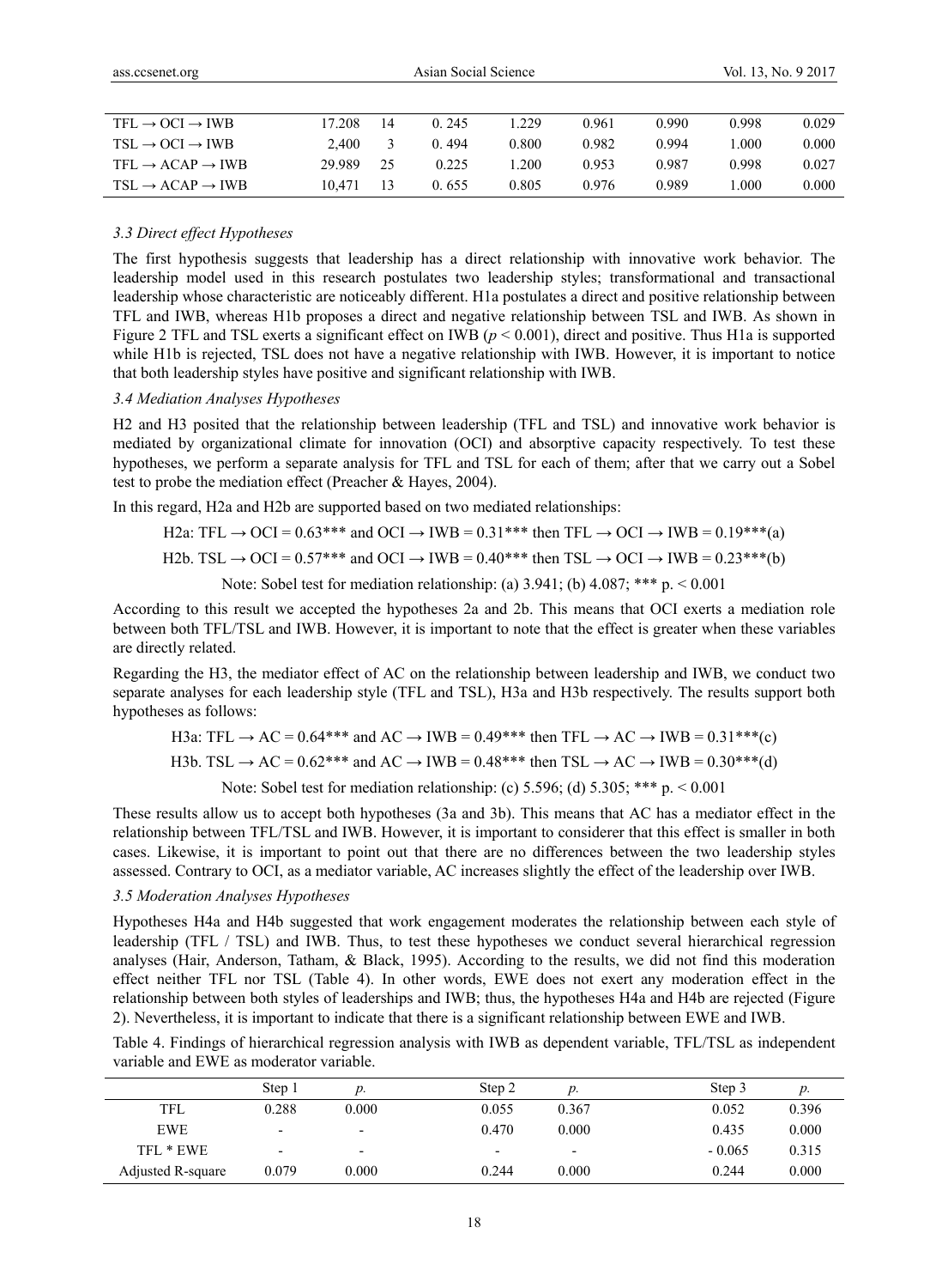| | | | | | | | | |
|---|---|---|---|---|---|---|---|---|
| TFL → OCI → IWB | 17.208 | 14 | 0. 245 | 1.229 | 0.961 | 0.990 | 0.998 | 0.029 |
| TSL → OCI → IWB | 2,400 | 3 | 0. 494 | 0.800 | 0.982 | 0.994 | 1.000 | 0.000 |
| TFL → ACAP → IWB | 29.989 | 25 | 0.225 | 1.200 | 0.953 | 0.987 | 0.998 | 0.027 |
| TSL → ACAP → IWB | 10,471 | 13 | 0. 655 | 0.805 | 0.976 | 0.989 | 1.000 | 0.000 |

### *3.3 Direct effect Hypotheses*

The first hypothesis suggests that leadership has a direct relationship with innovative work behavior. The leadership model used in this research postulates two leadership styles; transformational and transactional leadership whose characteristic are noticeably different. H1a postulates a direct and positive relationship between TFL and IWB, whereas H1b proposes a direct and negative relationship between TSL and IWB. As shown in Figure 2 TFL and TSL exerts a significant effect on IWB ($p < 0.001$), direct and positive. Thus H1a is supported while H1b is rejected, TSL does not have a negative relationship with IWB. However, it is important to notice that both leadership styles have positive and significant relationship with IWB.

### *3.4 Mediation Analyses Hypotheses*

H2 and H3 posited that the relationship between leadership (TFL and TSL) and innovative work behavior is mediated by organizational climate for innovation (OCI) and absorptive capacity respectively. To test these hypotheses, we perform a separate analysis for TFL and TSL for each of them; after that we carry out a Sobel test to probe the mediation effect (Preacher & Hayes, 2004).

In this regard, H2a and H2b are supported based on two mediated relationships:

H2a: TFL → OCI = 0.63*** and OCI → IWB = 0.31*** then TFL → OCI → IWB = 0.19***(a)

H2b. TSL → OCI = 0.57*** and OCI → IWB = 0.40*** then TSL → OCI → IWB = 0.23***(b)

Note: Sobel test for mediation relationship: (a) 3.941; (b) 4.087; *** p. < 0.001

According to this result we accepted the hypotheses 2a and 2b. This means that OCI exerts a mediation role between both TFL/TSL and IWB. However, it is important to note that the effect is greater when these variables are directly related.

Regarding the H3, the mediator effect of AC on the relationship between leadership and IWB, we conduct two separate analyses for each leadership style (TFL and TSL), H3a and H3b respectively. The results support both hypotheses as follows:

H3a: TFL → AC = 0.64*** and AC → IWB = 0.49*** then TFL → AC → IWB = 0.31***(c)

H3b. TSL → AC = 0.62*** and AC → IWB = 0.48*** then TSL → AC → IWB = 0.30***(d)

Note: Sobel test for mediation relationship: (c) 5.596; (d) 5.305; *** p. < 0.001

These results allow us to accept both hypotheses (3a and 3b). This means that AC has a mediator effect in the relationship between TFL/TSL and IWB. However, it is important to considerer that this effect is smaller in both cases. Likewise, it is important to point out that there are no differences between the two leadership styles assessed. Contrary to OCI, as a mediator variable, AC increases slightly the effect of the leadership over IWB.

### *3.5 Moderation Analyses Hypotheses*

Hypotheses H4a and H4b suggested that work engagement moderates the relationship between each style of leadership (TFL / TSL) and IWB. Thus, to test these hypotheses we conduct several hierarchical regression analyses (Hair, Anderson, Tatham, & Black, 1995). According to the results, we did not find this moderation effect neither TFL nor TSL (Table 4). In other words, EWE does not exert any moderation effect in the relationship between both styles of leaderships and IWB; thus, the hypotheses H4a and H4b are rejected (Figure 2). Nevertheless, it is important to indicate that there is a significant relationship between EWE and IWB.

Table 4. Findings of hierarchical regression analysis with IWB as dependent variable, TFL/TSL as independent variable and EWE as moderator variable.

| | Step 1 | *p.* | Step 2 | *p.* | Step 3 | *p.* |
|---|---|---|---|---|---|---|
| TFL | 0.288 | 0.000 | 0.055 | 0.367 | 0.052 | 0.396 |
| EWE | - | - | 0.470 | 0.000 | 0.435 | 0.000 |
| TFL * EWE | - | - | - | - | - 0.065 | 0.315 |
| Adjusted R-square | 0.079 | 0.000 | 0.244 | 0.000 | 0.244 | 0.000 |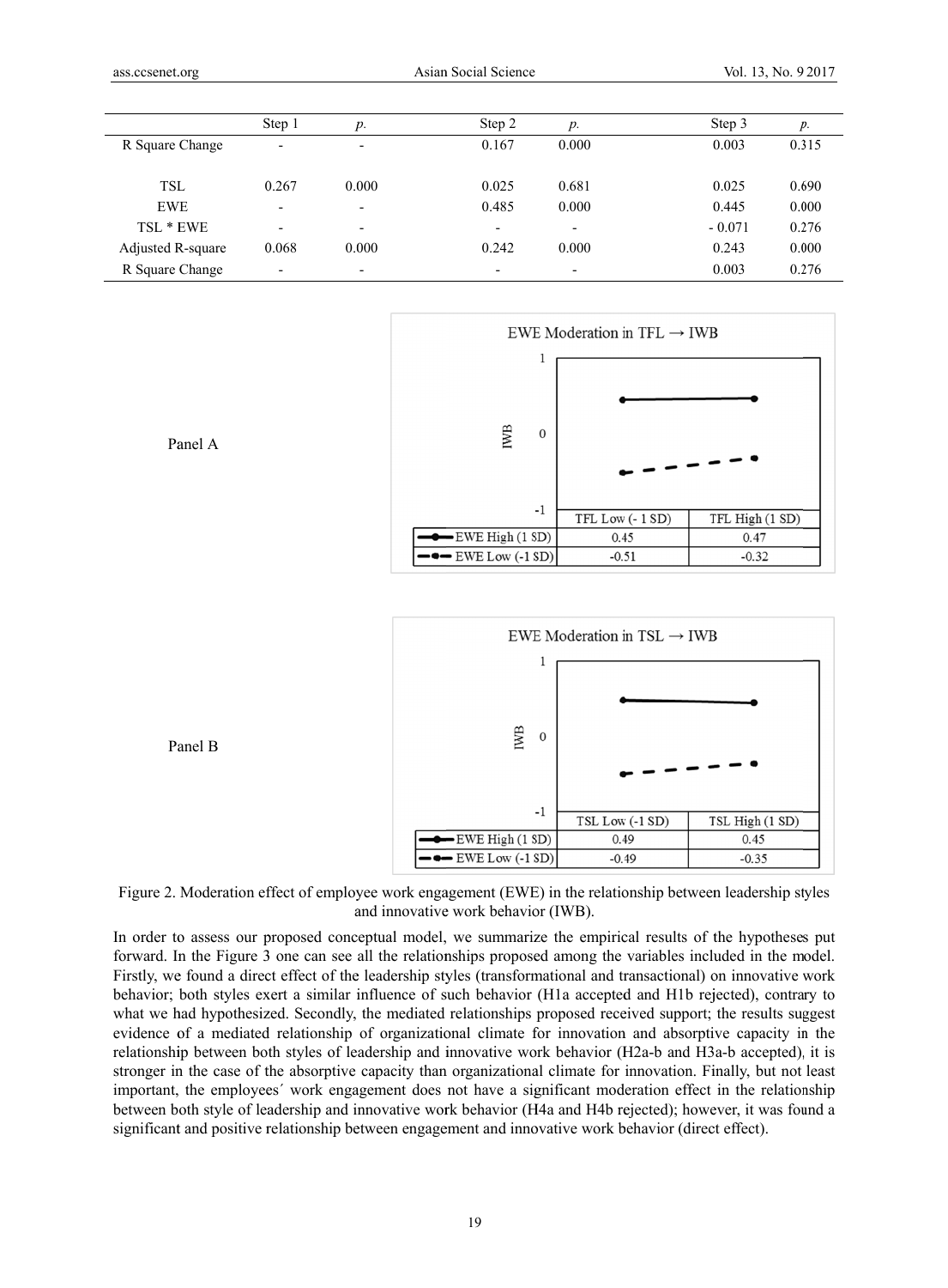| | Step 1 | *p.* | Step 2 | *p.* | Step 3 | *p.* |
|---|---|---|---|---|---|---|
| R Square Change | - | - | 0.167 | 0.000 | 0.003 | 0.315 |
| TSL | 0.267 | 0.000 | 0.025 | 0.681 | 0.025 | 0.690 |
| EWE | - | - | 0.485 | 0.000 | 0.445 | 0.000 |
| TSL * EWE | - | - | - | - | - 0.071 | 0.276 |
| Adjusted R-square | 0.068 | 0.000 | 0.242 | 0.000 | 0.243 | 0.000 |
| R Square Change | - | - | - | - | 0.003 | 0.276 |

Panel A

EWE Moderation in TFL → IWB

| | TFL Low (- 1 SD) | TFL High (1 SD) |
|---|---|---|
| EWE High (1 SD) | 0.45 | 0.47 |
| EWE Low (-1 SD) | -0.51 | -0.32 |

Panel B

EWE Moderation in TSL → IWB

| | TSL Low (-1 SD) | TSL High (1 SD) |
|---|---|---|
| EWE High (1 SD) | 0.49 | 0.45 |
| EWE Low (-1 SD) | -0.49 | -0.35 |

Figure 2. Moderation effect of employee work engagement (EWE) in the relationship between leadership styles and innovative work behavior (IWB).

In order to assess our proposed conceptual model, we summarize the empirical results of the hypotheses put forward. In the Figure 3 one can see all the relationships proposed among the variables included in the model. Firstly, we found a direct effect of the leadership styles (transformational and transactional) on innovative work behavior; both styles exert a similar influence of such behavior (H1a accepted and H1b rejected), contrary to what we had hypothesized. Secondly, the mediated relationships proposed received support; the results suggest evidence of a mediated relationship of organizational climate for innovation and absorptive capacity in the relationship between both styles of leadership and innovative work behavior (H2a-b and H3a-b accepted), it is stronger in the case of the absorptive capacity than organizational climate for innovation. Finally, but not least important, the employees´ work engagement does not have a significant moderation effect in the relationship between both style of leadership and innovative work behavior (H4a and H4b rejected); however, it was found a significant and positive relationship between engagement and innovative work behavior (direct effect).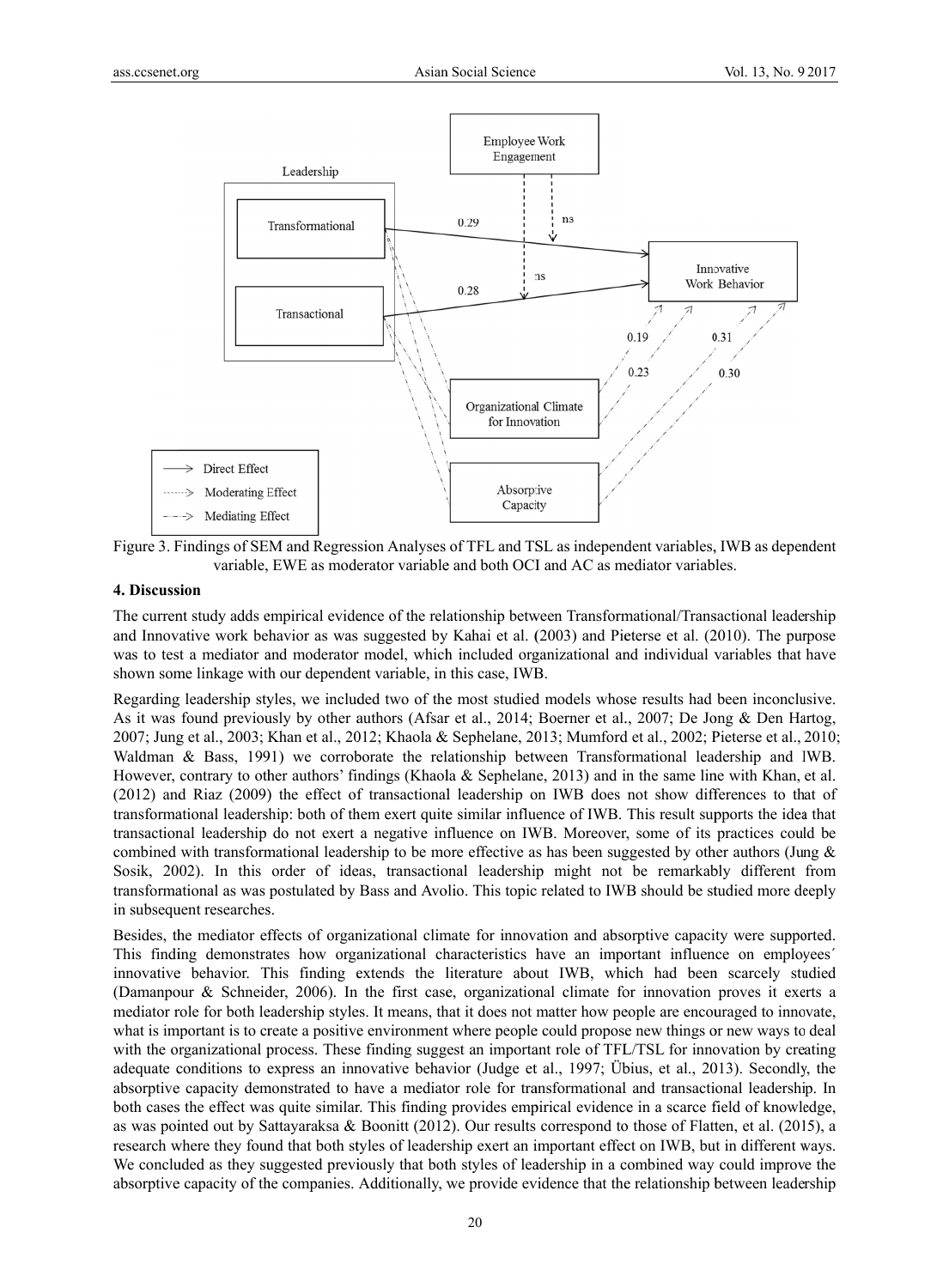Figure 3. Findings of SEM and Regression Analyses of TFL and TSL as independent variables, IWB as dependent variable, EWE as moderator variable and both OCI and AC as mediator variables.

## 4. Discussion

The current study adds empirical evidence of the relationship between Transformational/Transactional leadership and Innovative work behavior as was suggested by Kahai et al. (2003) and Pieterse et al. (2010). The purpose was to test a mediator and moderator model, which included organizational and individual variables that have shown some linkage with our dependent variable, in this case, IWB.

Regarding leadership styles, we included two of the most studied models whose results had been inconclusive. As it was found previously by other authors (Afsar et al., 2014; Boerner et al., 2007; De Jong & Den Hartog, 2007; Jung et al., 2003; Khan et al., 2012; Khaola & Sephelane, 2013; Mumford et al., 2002; Pieterse et al., 2010; Waldman & Bass, 1991) we corroborate the relationship between Transformational leadership and IWB. However, contrary to other authors' findings (Khaola & Sephelane, 2013) and in the same line with Khan, et al. (2012) and Riaz (2009) the effect of transactional leadership on IWB does not show differences to that of transformational leadership: both of them exert quite similar influence of IWB. This result supports the idea that transactional leadership do not exert a negative influence on IWB. Moreover, some of its practices could be combined with transformational leadership to be more effective as has been suggested by other authors (Jung & Sosik, 2002). In this order of ideas, transactional leadership might not be remarkably different from transformational as was postulated by Bass and Avolio. This topic related to IWB should be studied more deeply in subsequent researches.

Besides, the mediator effects of organizational climate for innovation and absorptive capacity were supported. This finding demonstrates how organizational characteristics have an important influence on employees´ innovative behavior. This finding extends the literature about IWB, which had been scarcely studied (Damanpour & Schneider, 2006). In the first case, organizational climate for innovation proves it exerts a mediator role for both leadership styles. It means, that it does not matter how people are encouraged to innovate, what is important is to create a positive environment where people could propose new things or new ways to deal with the organizational process. These finding suggest an important role of TFL/TSL for innovation by creating adequate conditions to express an innovative behavior (Judge et al., 1997; Übius, et al., 2013). Secondly, the absorptive capacity demonstrated to have a mediator role for transformational and transactional leadership. In both cases the effect was quite similar. This finding provides empirical evidence in a scarce field of knowledge, as was pointed out by Sattayaraksa & Boonitt (2012). Our results correspond to those of Flatten, et al. (2015), a research where they found that both styles of leadership exert an important effect on IWB, but in different ways. We concluded as they suggested previously that both styles of leadership in a combined way could improve the absorptive capacity of the companies. Additionally, we provide evidence that the relationship between leadership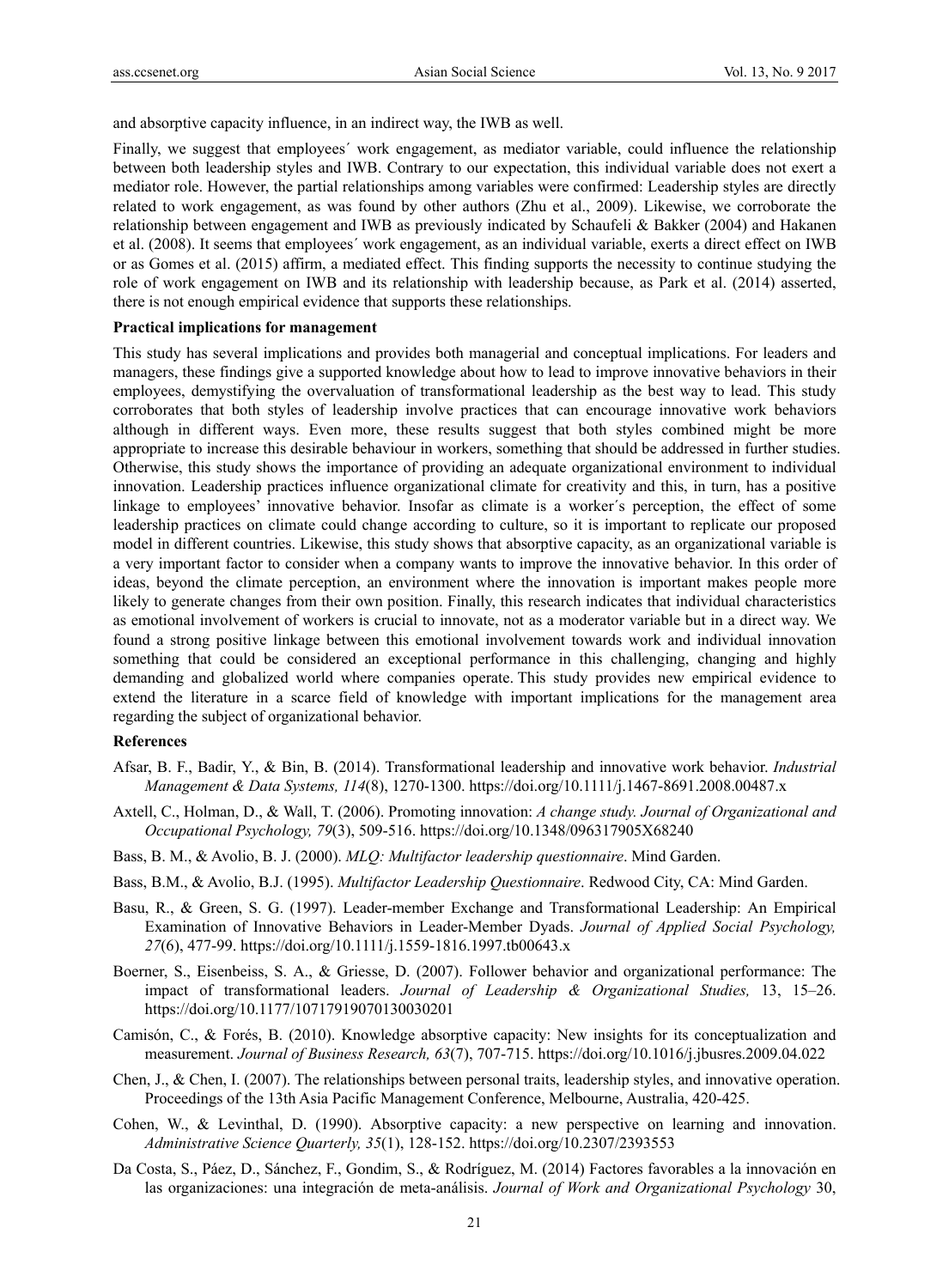and absorptive capacity influence, in an indirect way, the IWB as well.

Finally, we suggest that employees´ work engagement, as mediator variable, could influence the relationship between both leadership styles and IWB. Contrary to our expectation, this individual variable does not exert a mediator role. However, the partial relationships among variables were confirmed: Leadership styles are directly related to work engagement, as was found by other authors (Zhu et al., 2009). Likewise, we corroborate the relationship between engagement and IWB as previously indicated by Schaufeli & Bakker (2004) and Hakanen et al. (2008). It seems that employees´ work engagement, as an individual variable, exerts a direct effect on IWB or as Gomes et al. (2015) affirm, a mediated effect. This finding supports the necessity to continue studying the role of work engagement on IWB and its relationship with leadership because, as Park et al. (2014) asserted, there is not enough empirical evidence that supports these relationships.

**Practical implications for management**

This study has several implications and provides both managerial and conceptual implications. For leaders and managers, these findings give a supported knowledge about how to lead to improve innovative behaviors in their employees, demystifying the overvaluation of transformational leadership as the best way to lead. This study corroborates that both styles of leadership involve practices that can encourage innovative work behaviors although in different ways. Even more, these results suggest that both styles combined might be more appropriate to increase this desirable behaviour in workers, something that should be addressed in further studies. Otherwise, this study shows the importance of providing an adequate organizational environment to individual innovation. Leadership practices influence organizational climate for creativity and this, in turn, has a positive linkage to employees' innovative behavior. Insofar as climate is a worker´s perception, the effect of some leadership practices on climate could change according to culture, so it is important to replicate our proposed model in different countries. Likewise, this study shows that absorptive capacity, as an organizational variable is a very important factor to consider when a company wants to improve the innovative behavior. In this order of ideas, beyond the climate perception, an environment where the innovation is important makes people more likely to generate changes from their own position. Finally, this research indicates that individual characteristics as emotional involvement of workers is crucial to innovate, not as a moderator variable but in a direct way. We found a strong positive linkage between this emotional involvement towards work and individual innovation something that could be considered an exceptional performance in this challenging, changing and highly demanding and globalized world where companies operate. This study provides new empirical evidence to extend the literature in a scarce field of knowledge with important implications for the management area regarding the subject of organizational behavior.

**References**

Afsar, B. F., Badir, Y., & Bin, B. (2014). Transformational leadership and innovative work behavior. *Industrial Management & Data Systems, 114*(8), 1270-1300. https://doi.org/10.1111/j.1467-8691.2008.00487.x

Axtell, C., Holman, D., & Wall, T. (2006). Promoting innovation: *A change study. Journal of Organizational and Occupational Psychology, 79*(3), 509-516. https://doi.org/10.1348/096317905X68240

Bass, B. M., & Avolio, B. J. (2000). *MLQ: Multifactor leadership questionnaire*. Mind Garden.

Bass, B.M., & Avolio, B.J. (1995). *Multifactor Leadership Questionnaire*. Redwood City, CA: Mind Garden.

Basu, R., & Green, S. G. (1997). Leader-member Exchange and Transformational Leadership: An Empirical Examination of Innovative Behaviors in Leader-Member Dyads. *Journal of Applied Social Psychology, 27*(6), 477-99. https://doi.org/10.1111/j.1559-1816.1997.tb00643.x

Boerner, S., Eisenbeiss, S. A., & Griesse, D. (2007). Follower behavior and organizational performance: The impact of transformational leaders. *Journal of Leadership & Organizational Studies,* 13, 15–26. https://doi.org/10.1177/10717919070130030201

Camisón, C., & Forés, B. (2010). Knowledge absorptive capacity: New insights for its conceptualization and measurement. *Journal of Business Research, 63*(7), 707-715. https://doi.org/10.1016/j.jbusres.2009.04.022

Chen, J., & Chen, I. (2007). The relationships between personal traits, leadership styles, and innovative operation. Proceedings of the 13th Asia Pacific Management Conference, Melbourne, Australia, 420-425.

Cohen, W., & Levinthal, D. (1990). Absorptive capacity: a new perspective on learning and innovation. *Administrative Science Quarterly, 35*(1), 128-152. https://doi.org/10.2307/2393553

Da Costa, S., Páez, D., Sánchez, F., Gondim, S., & Rodríguez, M. (2014) Factores favorables a la innovación en las organizaciones: una integración de meta-análisis. *Journal of Work and Organizational Psychology* 30,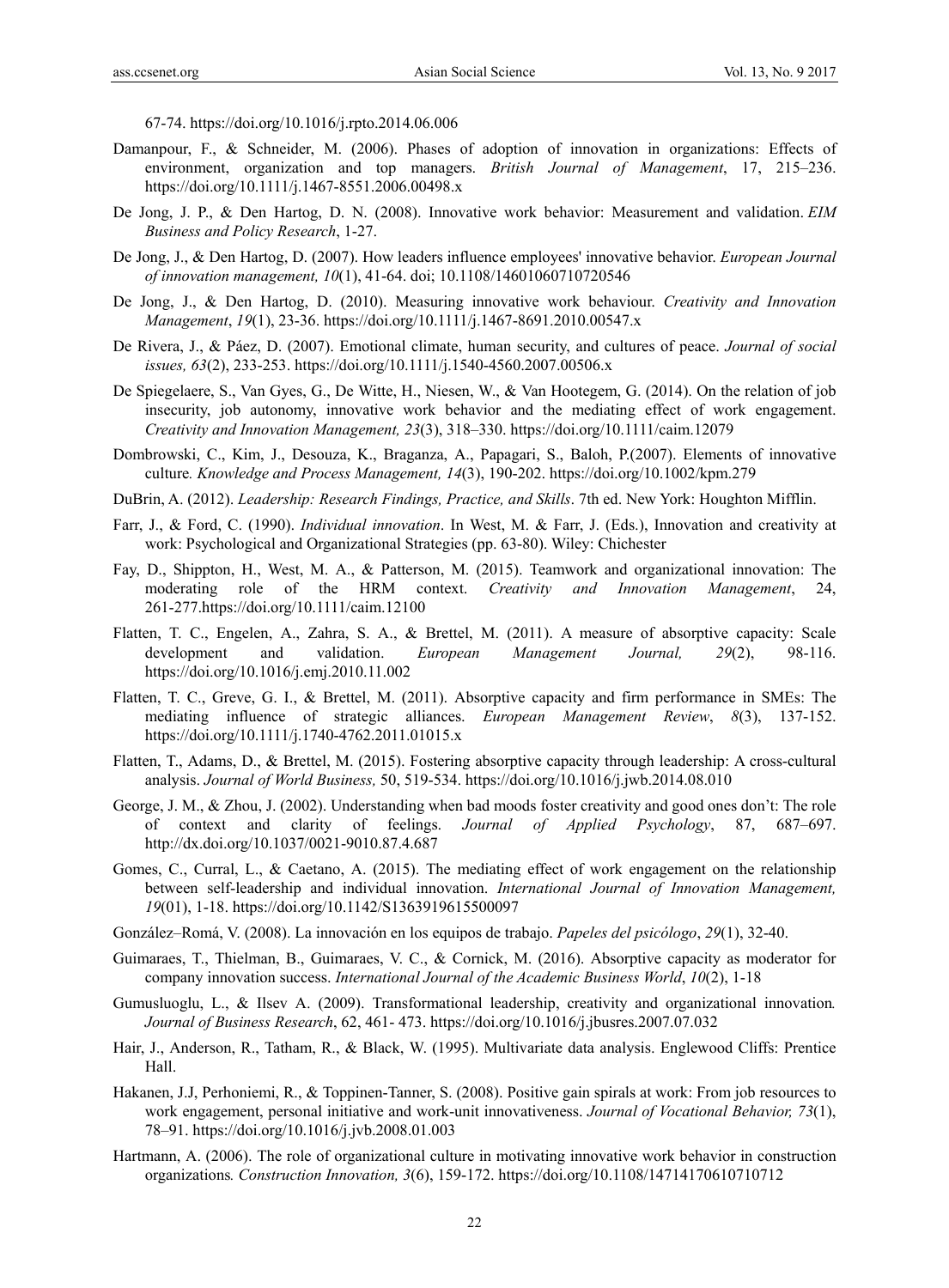67-74. https://doi.org/10.1016/j.rpto.2014.06.006

Damanpour, F., & Schneider, M. (2006). Phases of adoption of innovation in organizations: Effects of environment, organization and top managers. *British Journal of Management*, 17, 215–236. https://doi.org/10.1111/j.1467-8551.2006.00498.x

De Jong, J. P., & Den Hartog, D. N. (2008). Innovative work behavior: Measurement and validation. *EIM Business and Policy Research*, 1-27.

De Jong, J., & Den Hartog, D. (2007). How leaders influence employees' innovative behavior. *European Journal of innovation management, 10*(1), 41-64. doi; 10.1108/14601060710720546

De Jong, J., & Den Hartog, D. (2010). Measuring innovative work behaviour. *Creativity and Innovation Management*, *19*(1), 23-36. https://doi.org/10.1111/j.1467-8691.2010.00547.x

De Rivera, J., & Páez, D. (2007). Emotional climate, human security, and cultures of peace. *Journal of social issues, 63*(2), 233-253. https://doi.org/10.1111/j.1540-4560.2007.00506.x

De Spiegelaere, S., Van Gyes, G., De Witte, H., Niesen, W., & Van Hootegem, G. (2014). On the relation of job insecurity, job autonomy, innovative work behavior and the mediating effect of work engagement. *Creativity and Innovation Management, 23*(3), 318–330. https://doi.org/10.1111/caim.12079

Dombrowski, C., Kim, J., Desouza, K., Braganza, A., Papagari, S., Baloh, P.(2007). Elements of innovative culture*. Knowledge and Process Management, 14*(3), 190-202. https://doi.org/10.1002/kpm.279

DuBrin, A. (2012). *Leadership: Research Findings, Practice, and Skills*. 7th ed. New York: Houghton Mifflin.

Farr, J., & Ford, C. (1990). *Individual innovation*. In West, M. & Farr, J. (Eds.), Innovation and creativity at work: Psychological and Organizational Strategies (pp. 63-80). Wiley: Chichester

Fay, D., Shippton, H., West, M. A., & Patterson, M. (2015). Teamwork and organizational innovation: The moderating role of the HRM context. *Creativity and Innovation Management*, 24, 261-277.https://doi.org/10.1111/caim.12100

Flatten, T. C., Engelen, A., Zahra, S. A., & Brettel, M. (2011). A measure of absorptive capacity: Scale development and validation. *European Management Journal, 29*(2), 98-116. https://doi.org/10.1016/j.emj.2010.11.002

Flatten, T. C., Greve, G. I., & Brettel, M. (2011). Absorptive capacity and firm performance in SMEs: The mediating influence of strategic alliances. *European Management Review*, *8*(3), 137-152. https://doi.org/10.1111/j.1740-4762.2011.01015.x

Flatten, T., Adams, D., & Brettel, M. (2015). Fostering absorptive capacity through leadership: A cross-cultural analysis. *Journal of World Business,* 50, 519-534. https://doi.org/10.1016/j.jwb.2014.08.010

George, J. M., & Zhou, J. (2002). Understanding when bad moods foster creativity and good ones don't: The role of context and clarity of feelings. *Journal of Applied Psychology*, 87, 687–697. http://dx.doi.org/10.1037/0021-9010.87.4.687

Gomes, C., Curral, L., & Caetano, A. (2015). The mediating effect of work engagement on the relationship between self-leadership and individual innovation. *International Journal of Innovation Management, 19*(01), 1-18. https://doi.org/10.1142/S1363919615500097

González–Romá, V. (2008). La innovación en los equipos de trabajo. *Papeles del psicólogo*, *29*(1), 32-40.

Guimaraes, T., Thielman, B., Guimaraes, V. C., & Cornick, M. (2016). Absorptive capacity as moderator for company innovation success. *International Journal of the Academic Business World*, *10*(2), 1-18

Gumusluoglu, L., & Ilsev A. (2009). Transformational leadership, creativity and organizational innovation*. Journal of Business Research*, 62, 461- 473. https://doi.org/10.1016/j.jbusres.2007.07.032

Hair, J., Anderson, R., Tatham, R., & Black, W. (1995). Multivariate data analysis. Englewood Cliffs: Prentice Hall.

Hakanen, J.J, Perhoniemi, R., & Toppinen-Tanner, S. (2008). Positive gain spirals at work: From job resources to work engagement, personal initiative and work-unit innovativeness. *Journal of Vocational Behavior, 73*(1), 78–91. https://doi.org/10.1016/j.jvb.2008.01.003

Hartmann, A. (2006). The role of organizational culture in motivating innovative work behavior in construction organizations*. Construction Innovation, 3*(6), 159-172. https://doi.org/10.1108/14714170610710712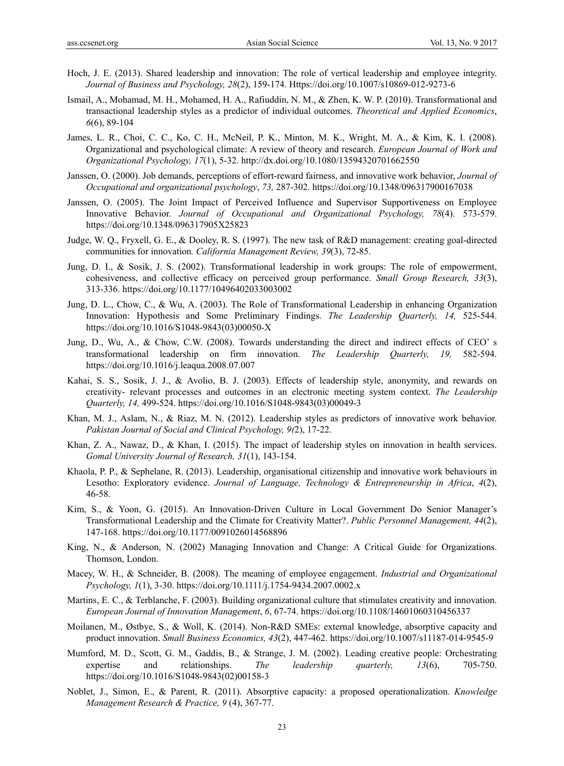Hoch, J. E. (2013). Shared leadership and innovation: The role of vertical leadership and employee integrity. *Journal of Business and Psychology, 28*(2), 159-174. Https://doi.org/10.1007/s10869-012-9273-6

Ismail, A., Mohamad, M. H., Mohamed, H. A., Rafiuddin, N. M., & Zhen, K. W. P. (2010). Transformational and transactional leadership styles as a predictor of individual outcomes. *Theoretical and Applied Economics*, *6*(6), 89-104

James, L. R., Choi, C. C., Ko, C. H., McNeil, P. K., Minton, M. K., Wright, M. A., & Kim, K. I. (2008). Organizational and psychological climate: A review of theory and research. *European Journal of Work and Organizational Psychology, 17*(1), 5-32. http://dx.doi.org/10.1080/13594320701662550

Janssen, O. (2000). Job demands, perceptions of effort-reward fairness, and innovative work behavior, *Journal of Occupational and organizational psychology*, *73,* 287-302. https://doi.org/10.1348/096317900167038

Janssen, O. (2005). The Joint Impact of Perceived Influence and Supervisor Supportiveness on Employee Innovative Behavior. *Journal of Occupational and Organizational Psychology, 78*(4). 573-579. https://doi.org/10.1348/096317905X25823

Judge, W. Q., Fryxell, G. E., & Dooley, R. S. (1997). The new task of R&D management: creating goal-directed communities for innovation*. California Management Review, 39*(3), 72-85.

Jung, D. I., & Sosik, J. S. (2002). Transformational leadership in work groups: The role of empowerment, cohesiveness, and collective efficacy on perceived group performance. *Small Group Research, 33*(3), 313-336. https://doi.org/10.1177/10496402033003002

Jung, D. L., Chow, C., & Wu, A. (2003). The Role of Transformational Leadership in enhancing Organization Innovation: Hypothesis and Some Preliminary Findings. *The Leadership Quarterly, 14,* 525-544. https://doi.org/10.1016/S1048-9843(03)00050-X

Jung, D., Wu, A., & Chow, C.W. (2008). Towards understanding the direct and indirect effects of CEO' s transformational leadership on firm innovation. *The Leadership Quarterly, 19,* 582-594. https://doi.org/10.1016/j.leaqua.2008.07.007

Kahai, S. S., Sosik, J. J., & Avolio, B. J. (2003). Effects of leadership style, anonymity, and rewards on creativity- relevant processes and outcomes in an electronic meeting system context. *The Leadership Quarterly, 14,* 499-524. https://doi.org/10.1016/S1048-9843(03)00049-3

Khan, M. J., Aslam, N., & Riaz, M. N. (2012). Leadership styles as predictors of innovative work behavior. *Pakistan Journal of Social and Clinical Psychology, 9(*2), 17-22.

Khan, Z. A., Nawaz, D., & Khan, I. (2015). The impact of leadership styles on innovation in health services. *Gomal University Journal of Research, 31*(1), 143-154.

Khaola, P. P., & Sephelane, R. (2013). Leadership, organisational citizenship and innovative work behaviours in Lesotho: Exploratory evidence. *Journal of Language, Technology & Entrepreneurship in Africa*, *4*(2), 46-58.

Kim, S., & Yoon, G. (2015). An Innovation-Driven Culture in Local Government Do Senior Manager's Transformational Leadership and the Climate for Creativity Matter?. *Public Personnel Management, 44*(2), 147-168. https://doi.org/10.1177/0091026014568896

King, N., & Anderson, N. (2002) Managing Innovation and Change: A Critical Guide for Organizations. Thomson, London.

Macey, W. H., & Schneider, B. (2008). The meaning of employee engagement. *Industrial and Organizational Psychology, 1*(1), 3-30. https://doi.org/10.1111/j.1754-9434.2007.0002.x

Martins, E. C., & Terblanche, F. (2003). Building organizational culture that stimulates creativity and innovation. *European Journal of Innovation Management*, *6*, 67-74. https://doi.org/10.1108/14601060310456337

Moilanen, M., Østbye, S., & Woll, K. (2014). Non-R&D SMEs: external knowledge, absorptive capacity and product innovation. *Small Business Economics, 43*(2), 447-462. https://doi.org/10.1007/s11187-014-9545-9

Mumford, M. D., Scott, G. M., Gaddis, B., & Strange, J. M. (2002). Leading creative people: Orchestrating expertise and relationships. *The leadership quarterly, 13*(6), 705-750. https://doi.org/10.1016/S1048-9843(02)00158-3

Noblet, J., Simon, E., & Parent, R. (2011). Absorptive capacity: a proposed operationalization. *Knowledge Management Research & Practice, 9* (4), 367-77.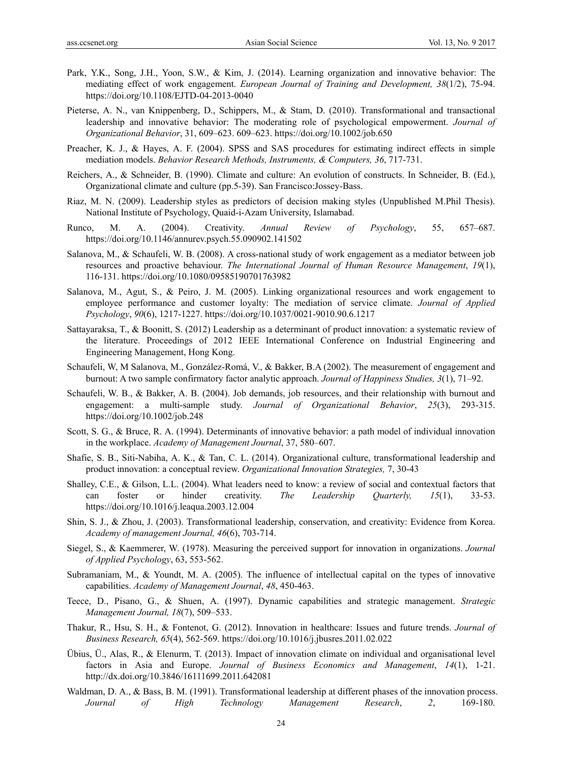Park, Y.K., Song, J.H., Yoon, S.W., & Kim, J. (2014). Learning organization and innovative behavior: The mediating effect of work engagement. *European Journal of Training and Development, 38*(1/2), 75-94. https://doi.org/10.1108/EJTD-04-2013-0040

Pieterse, A. N., van Knippenberg, D., Schippers, M., & Stam, D. (2010). Transformational and transactional leadership and innovative behavior: The moderating role of psychological empowerment. *Journal of Organizational Behavior*, 31, 609–623. 609–623. https://doi.org/10.1002/job.650

Preacher, K. J., & Hayes, A. F. (2004). SPSS and SAS procedures for estimating indirect effects in simple mediation models. *Behavior Research Methods, Instruments, & Computers, 36*, 717-731.

Reichers, A., & Schneider, B. (1990). Climate and culture: An evolution of constructs. In Schneider, B. (Ed.), Organizational climate and culture (pp.5-39). San Francisco:Jossey-Bass.

Riaz, M. N. (2009). Leadership styles as predictors of decision making styles (Unpublished M.Phil Thesis). National Institute of Psychology, Quaid-i-Azam University, Islamabad.

Runco, M. A. (2004). Creativity. *Annual Review of Psychology*, 55, 657–687. https://doi.org/10.1146/annurev.psych.55.090902.141502

Salanova, M., & Schaufeli, W. B. (2008). A cross-national study of work engagement as a mediator between job resources and proactive behaviour. *The International Journal of Human Resource Management*, *19*(1), 116-131. https://doi.org/10.1080/09585190701763982

Salanova, M., Agut, S., & Peiro, J. M. (2005). Linking organizational resources and work engagement to employee performance and customer loyalty: The mediation of service climate. *Journal of Applied Psychology*, *90*(6), 1217-1227. https://doi.org/10.1037/0021-9010.90.6.1217

Sattayaraksa, T., & Boonitt, S. (2012) Leadership as a determinant of product innovation: a systematic review of the literature. Proceedings of 2012 IEEE International Conference on Industrial Engineering and Engineering Management, Hong Kong.

Schaufeli, W, M Salanova, M., González-Romá, V., & Bakker, B.A (2002). The measurement of engagement and burnout: A two sample confirmatory factor analytic approach. *Journal of Happiness Studies, 3*(1), 71–92.

Schaufeli, W. B., & Bakker, A. B. (2004). Job demands, job resources, and their relationship with burnout and engagement: a multi-sample study. *Journal of Organizational Behavior*, *25*(3), 293-315. https://doi.org/10.1002/job.248

Scott, S. G., & Bruce, R. A. (1994). Determinants of innovative behavior: a path model of individual innovation in the workplace. *Academy of Management Journal*, 37, 580–607.

Shafie, S. B., Siti-Nabiha, A. K., & Tan, C. L. (2014). Organizational culture, transformational leadership and product innovation: a conceptual review. *Organizational Innovation Strategies,* 7, 30-43

Shalley, C.E., & Gilson, L.L. (2004). What leaders need to know: a review of social and contextual factors that can foster or hinder creativity. *The Leadership Quarterly, 15*(1), 33-53. https://doi.org/10.1016/j.leaqua.2003.12.004

Shin, S. J., & Zhou, J. (2003). Transformational leadership, conservation, and creativity: Evidence from Korea. *Academy of management Journal, 46*(6), 703-714.

Siegel, S., & Kaemmerer, W. (1978). Measuring the perceived support for innovation in organizations. *Journal of Applied Psychology*, 63, 553-562.

Subramaniam, M., & Youndt, M. A. (2005). The influence of intellectual capital on the types of innovative capabilities. *Academy of Management Journal*, *48*, 450-463.

Teece, D., Pisano, G., & Shuen, A. (1997). Dynamic capabilities and strategic management. *Strategic Management Journal, 18*(7), 509–533.

Thakur, R., Hsu, S. H., & Fontenot, G. (2012). Innovation in healthcare: Issues and future trends. *Journal of Business Research, 65*(4), 562-569. https://doi.org/10.1016/j.jbusres.2011.02.022

Übius, Ü., Alas, R., & Elenurm, T. (2013). Impact of innovation climate on individual and organisational level factors in Asia and Europe. *Journal of Business Economics and Management*, *14*(1), 1-21. http://dx.doi.org/10.3846/16111699.2011.642081

Waldman, D. A., & Bass, B. M. (1991). Transformational leadership at different phases of the innovation process. *Journal of High Technology Management Research*, *2*, 169-180.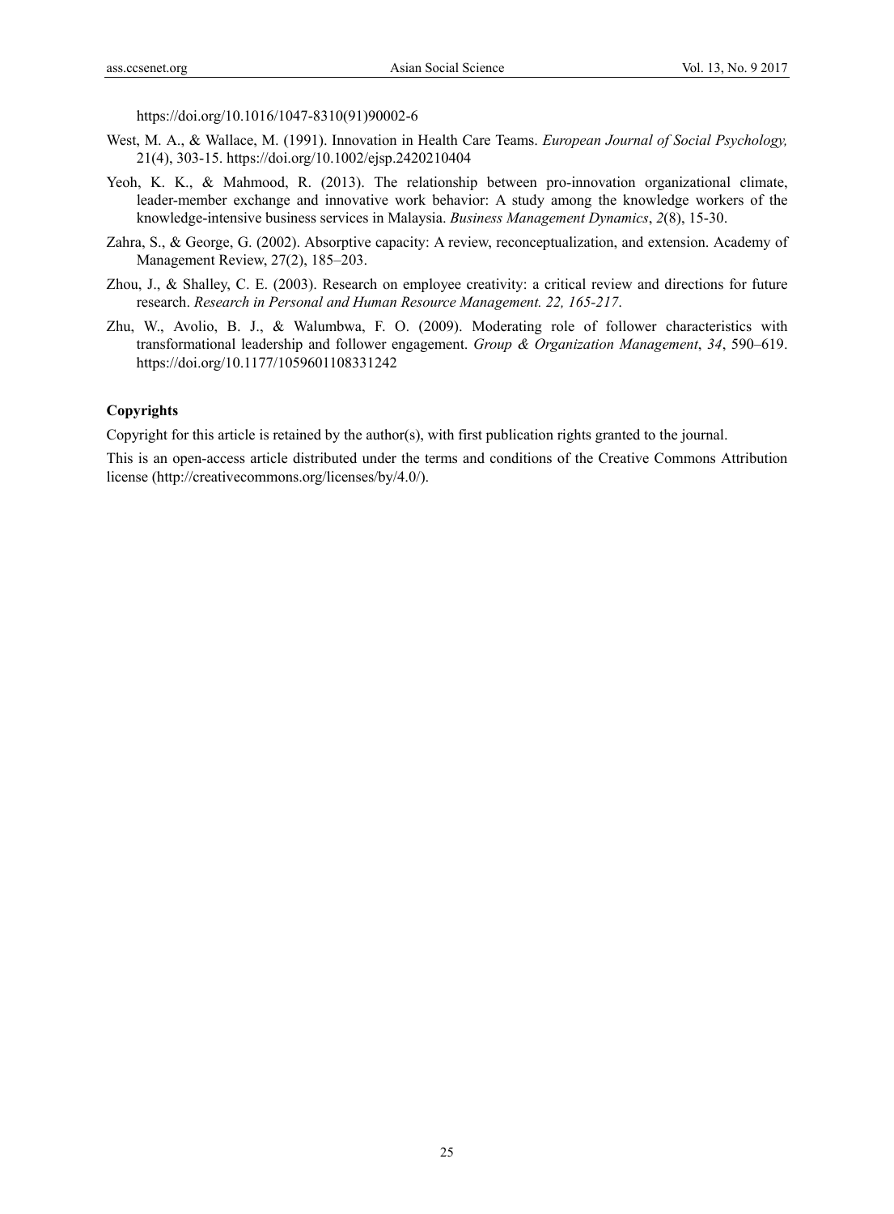https://doi.org/10.1016/1047-8310(91)90002-6

West, M. A., & Wallace, M. (1991). Innovation in Health Care Teams. *European Journal of Social Psychology,* 21(4), 303-15. https://doi.org/10.1002/ejsp.2420210404

Yeoh, K. K., & Mahmood, R. (2013). The relationship between pro-innovation organizational climate, leader-member exchange and innovative work behavior: A study among the knowledge workers of the knowledge-intensive business services in Malaysia. *Business Management Dynamics*, *2*(8), 15-30.

Zahra, S., & George, G. (2002). Absorptive capacity: A review, reconceptualization, and extension. Academy of Management Review, 27(2), 185–203.

Zhou, J., & Shalley, C. E. (2003). Research on employee creativity: a critical review and directions for future research. *Research in Personal and Human Resource Management. 22, 165-217*.

Zhu, W., Avolio, B. J., & Walumbwa, F. O. (2009). Moderating role of follower characteristics with transformational leadership and follower engagement. *Group & Organization Management*, *34*, 590–619. https://doi.org/10.1177/1059601108331242

**Copyrights**

Copyright for this article is retained by the author(s), with first publication rights granted to the journal.

This is an open-access article distributed under the terms and conditions of the Creative Commons Attribution license (http://creativecommons.org/licenses/by/4.0/).